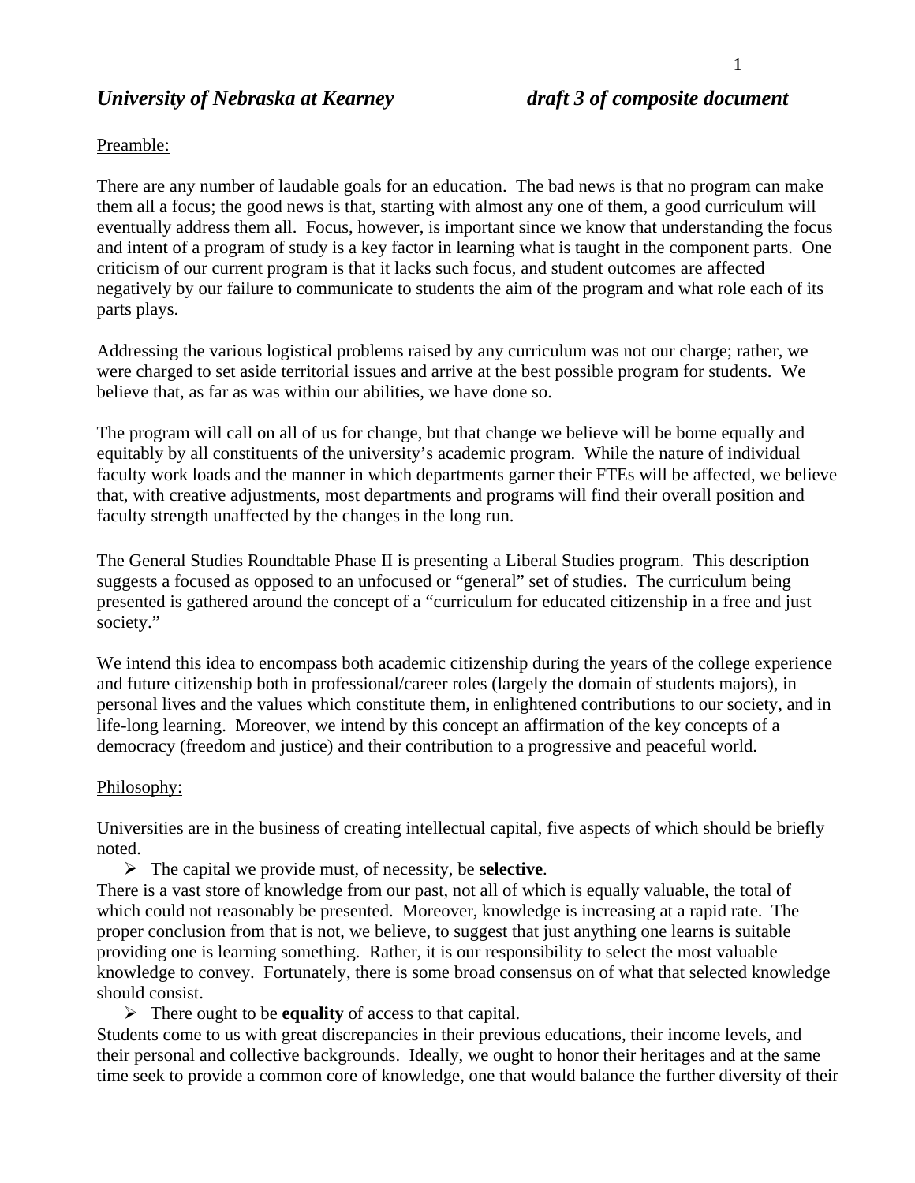***University of Nebraska at Kearney*** ***draft 3 of composite document***

Preamble:

There are any number of laudable goals for an education. The bad news is that no program can make them all a focus; the good news is that, starting with almost any one of them, a good curriculum will eventually address them all. Focus, however, is important since we know that understanding the focus and intent of a program of study is a key factor in learning what is taught in the component parts. One criticism of our current program is that it lacks such focus, and student outcomes are affected negatively by our failure to communicate to students the aim of the program and what role each of its parts plays.

Addressing the various logistical problems raised by any curriculum was not our charge; rather, we were charged to set aside territorial issues and arrive at the best possible program for students. We believe that, as far as was within our abilities, we have done so.

The program will call on all of us for change, but that change we believe will be borne equally and equitably by all constituents of the university's academic program. While the nature of individual faculty work loads and the manner in which departments garner their FTEs will be affected, we believe that, with creative adjustments, most departments and programs will find their overall position and faculty strength unaffected by the changes in the long run.

The General Studies Roundtable Phase II is presenting a Liberal Studies program. This description suggests a focused as opposed to an unfocused or "general" set of studies. The curriculum being presented is gathered around the concept of a "curriculum for educated citizenship in a free and just society."

We intend this idea to encompass both academic citizenship during the years of the college experience and future citizenship both in professional/career roles (largely the domain of students majors), in personal lives and the values which constitute them, in enlightened contributions to our society, and in life-long learning. Moreover, we intend by this concept an affirmation of the key concepts of a democracy (freedom and justice) and their contribution to a progressive and peaceful world.

Philosophy:

Universities are in the business of creating intellectual capital, five aspects of which should be briefly noted.

- The capital we provide must, of necessity, be **selective**.

There is a vast store of knowledge from our past, not all of which is equally valuable, the total of which could not reasonably be presented. Moreover, knowledge is increasing at a rapid rate. The proper conclusion from that is not, we believe, to suggest that just anything one learns is suitable providing one is learning something. Rather, it is our responsibility to select the most valuable knowledge to convey. Fortunately, there is some broad consensus on of what that selected knowledge should consist.

- There ought to be **equality** of access to that capital.

Students come to us with great discrepancies in their previous educations, their income levels, and their personal and collective backgrounds. Ideally, we ought to honor their heritages and at the same time seek to provide a common core of knowledge, one that would balance the further diversity of their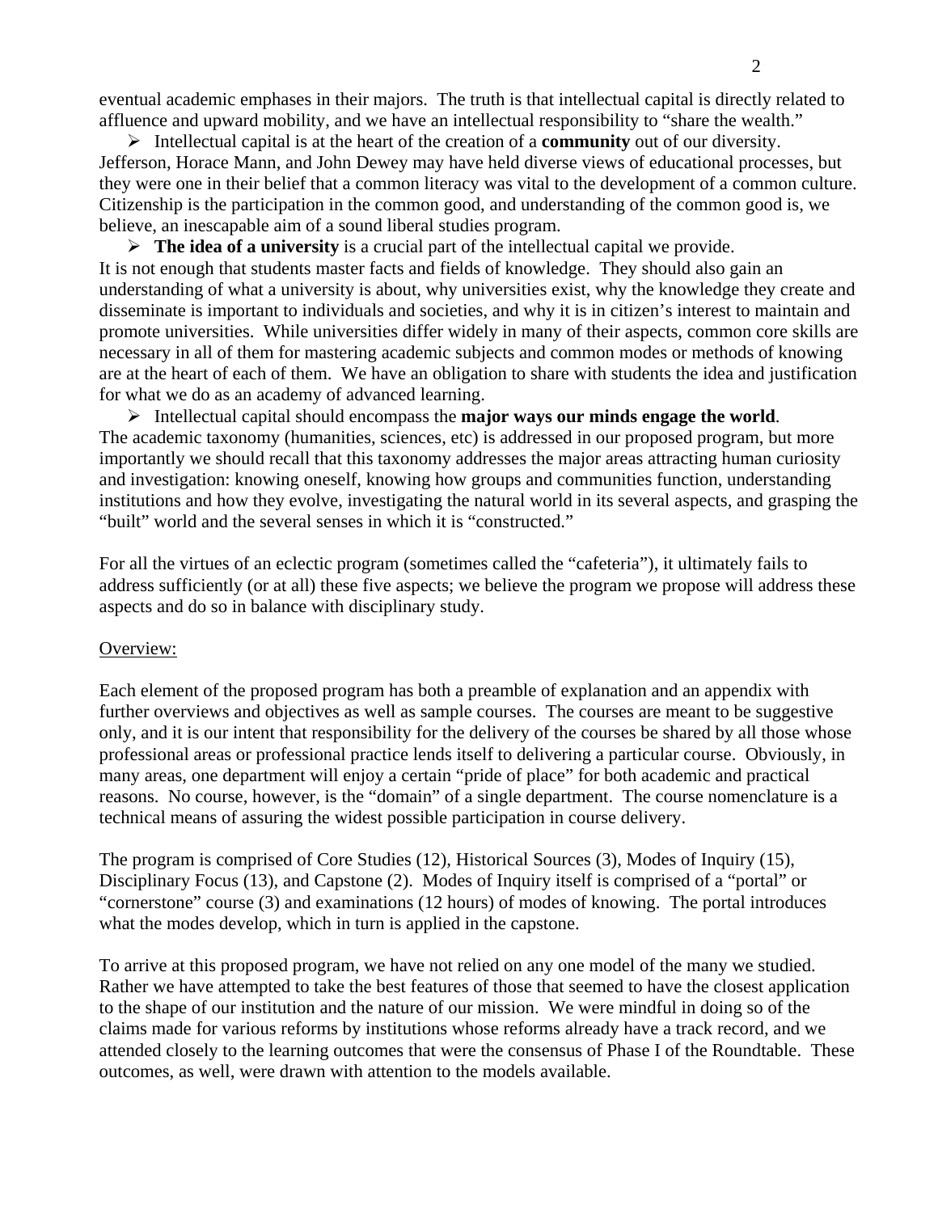eventual academic emphases in their majors. The truth is that intellectual capital is directly related to affluence and upward mobility, and we have an intellectual responsibility to "share the wealth."

- Intellectual capital is at the heart of the creation of a **community** out of our diversity. Jefferson, Horace Mann, and John Dewey may have held diverse views of educational processes, but they were one in their belief that a common literacy was vital to the development of a common culture. Citizenship is the participation in the common good, and understanding of the common good is, we believe, an inescapable aim of a sound liberal studies program.
- **The idea of a university** is a crucial part of the intellectual capital we provide. It is not enough that students master facts and fields of knowledge. They should also gain an understanding of what a university is about, why universities exist, why the knowledge they create and disseminate is important to individuals and societies, and why it is in citizen's interest to maintain and promote universities. While universities differ widely in many of their aspects, common core skills are necessary in all of them for mastering academic subjects and common modes or methods of knowing are at the heart of each of them. We have an obligation to share with students the idea and justification for what we do as an academy of advanced learning.
- Intellectual capital should encompass the **major ways our minds engage the world**. The academic taxonomy (humanities, sciences, etc) is addressed in our proposed program, but more importantly we should recall that this taxonomy addresses the major areas attracting human curiosity and investigation: knowing oneself, knowing how groups and communities function, understanding institutions and how they evolve, investigating the natural world in its several aspects, and grasping the "built" world and the several senses in which it is "constructed."

For all the virtues of an eclectic program (sometimes called the "cafeteria"), it ultimately fails to address sufficiently (or at all) these five aspects; we believe the program we propose will address these aspects and do so in balance with disciplinary study.

Overview:

Each element of the proposed program has both a preamble of explanation and an appendix with further overviews and objectives as well as sample courses. The courses are meant to be suggestive only, and it is our intent that responsibility for the delivery of the courses be shared by all those whose professional areas or professional practice lends itself to delivering a particular course. Obviously, in many areas, one department will enjoy a certain "pride of place" for both academic and practical reasons. No course, however, is the "domain" of a single department. The course nomenclature is a technical means of assuring the widest possible participation in course delivery.

The program is comprised of Core Studies (12), Historical Sources (3), Modes of Inquiry (15), Disciplinary Focus (13), and Capstone (2). Modes of Inquiry itself is comprised of a "portal" or "cornerstone" course (3) and examinations (12 hours) of modes of knowing. The portal introduces what the modes develop, which in turn is applied in the capstone.

To arrive at this proposed program, we have not relied on any one model of the many we studied. Rather we have attempted to take the best features of those that seemed to have the closest application to the shape of our institution and the nature of our mission. We were mindful in doing so of the claims made for various reforms by institutions whose reforms already have a track record, and we attended closely to the learning outcomes that were the consensus of Phase I of the Roundtable. These outcomes, as well, were drawn with attention to the models available.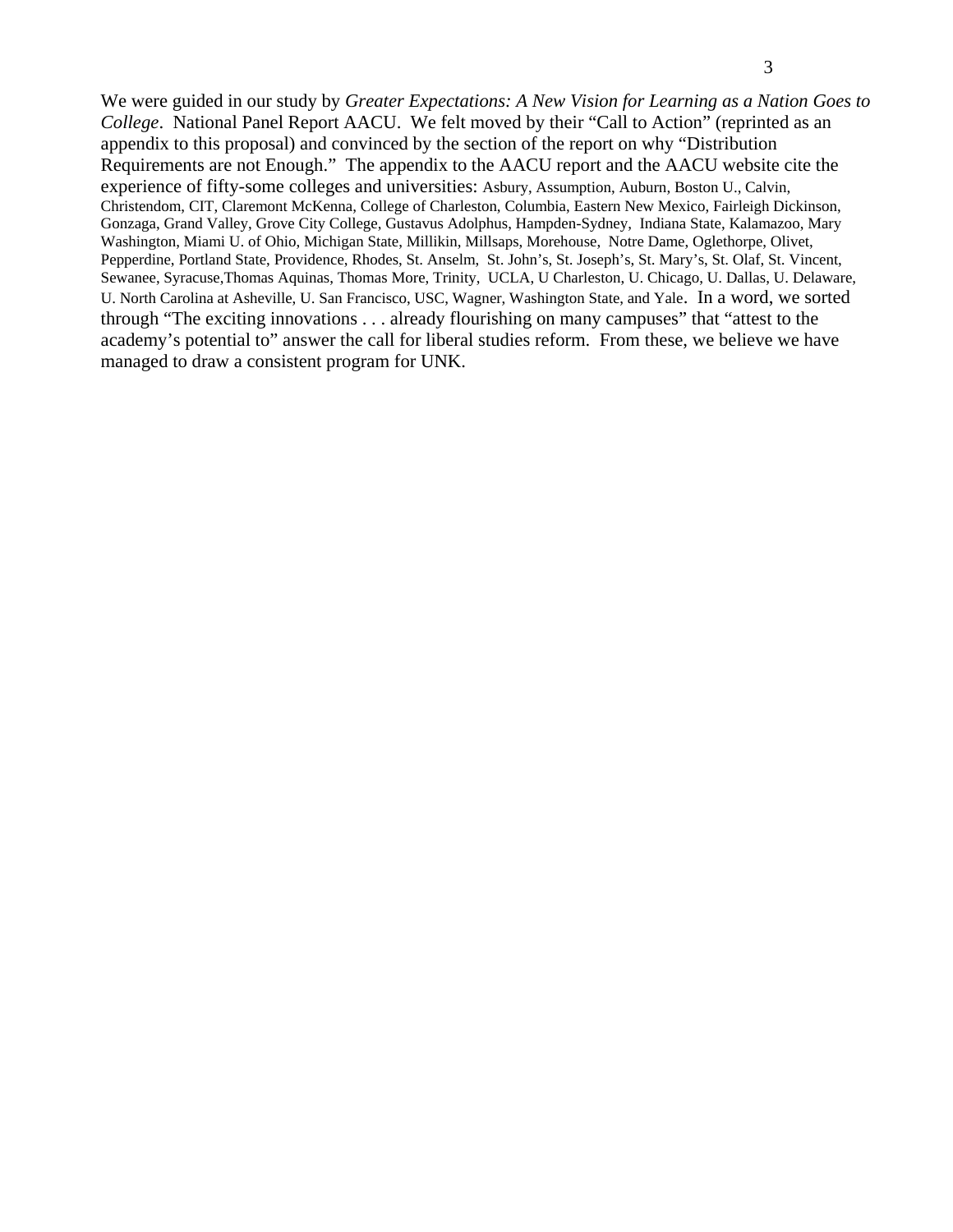We were guided in our study by *Greater Expectations: A New Vision for Learning as a Nation Goes to College*. National Panel Report AACU. We felt moved by their "Call to Action" (reprinted as an appendix to this proposal) and convinced by the section of the report on why "Distribution Requirements are not Enough." The appendix to the AACU report and the AACU website cite the experience of fifty-some colleges and universities: Asbury, Assumption, Auburn, Boston U., Calvin, Christendom, CIT, Claremont McKenna, College of Charleston, Columbia, Eastern New Mexico, Fairleigh Dickinson, Gonzaga, Grand Valley, Grove City College, Gustavus Adolphus, Hampden-Sydney, Indiana State, Kalamazoo, Mary Washington, Miami U. of Ohio, Michigan State, Millikin, Millsaps, Morehouse, Notre Dame, Oglethorpe, Olivet, Pepperdine, Portland State, Providence, Rhodes, St. Anselm, St. John's, St. Joseph's, St. Mary's, St. Olaf, St. Vincent, Sewanee, Syracuse,Thomas Aquinas, Thomas More, Trinity, UCLA, U Charleston, U. Chicago, U. Dallas, U. Delaware, U. North Carolina at Asheville, U. San Francisco, USC, Wagner, Washington State, and Yale. In a word, we sorted through "The exciting innovations . . . already flourishing on many campuses" that "attest to the academy's potential to" answer the call for liberal studies reform. From these, we believe we have managed to draw a consistent program for UNK.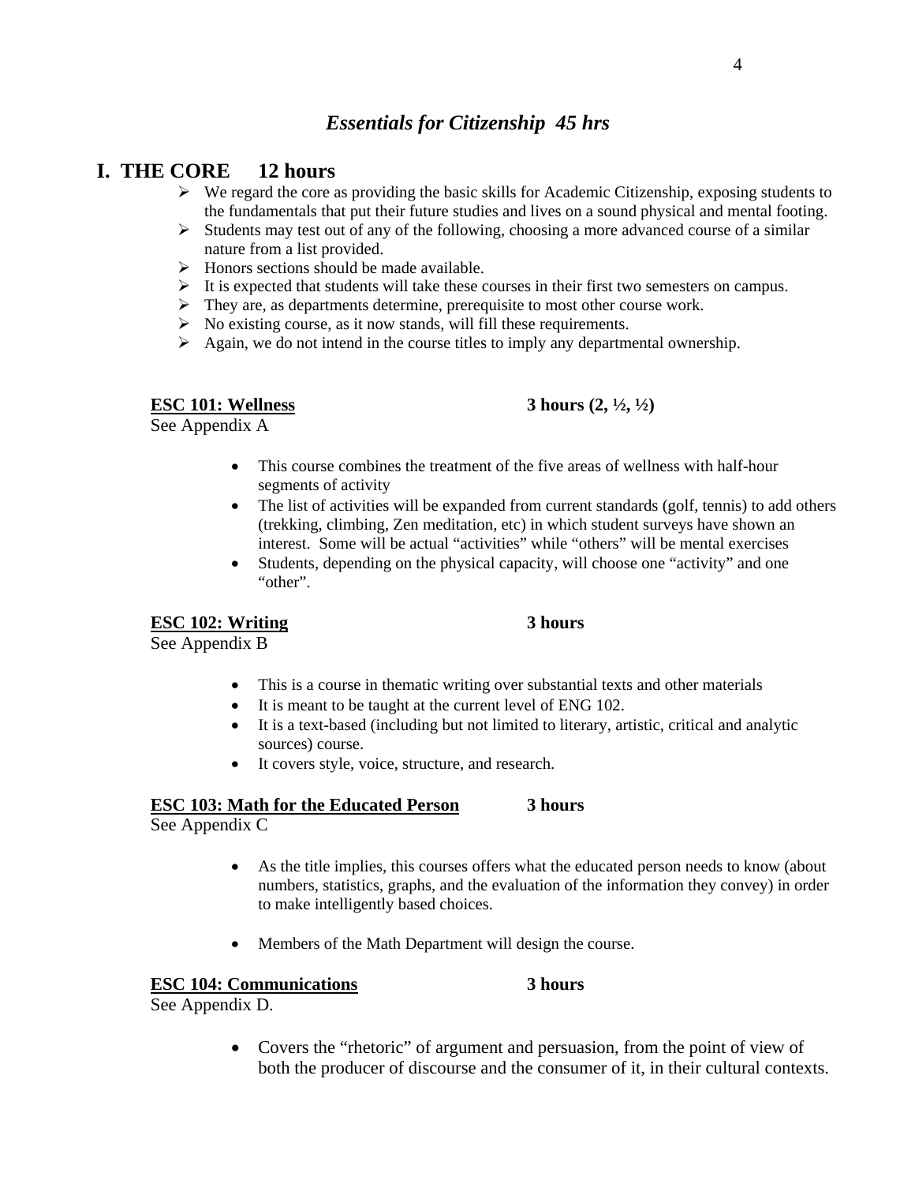# *Essentials for Citizenship  45 hrs*

## I.  THE CORE     12 hours

- We regard the core as providing the basic skills for Academic Citizenship, exposing students to the fundamentals that put their future studies and lives on a sound physical and mental footing.
- Students may test out of any of the following, choosing a more advanced course of a similar nature from a list provided.
- Honors sections should be made available.
- It is expected that students will take these courses in their first two semesters on campus.
- They are, as departments determine, prerequisite to most other course work.
- No existing course, as it now stands, will fill these requirements.
- Again, we do not intend in the course titles to imply any departmental ownership.

**ESC 101: Wellness**                                    **3 hours (2, ½, ½)**

See Appendix A

- This course combines the treatment of the five areas of wellness with half-hour segments of activity
- The list of activities will be expanded from current standards (golf, tennis) to add others (trekking, climbing, Zen meditation, etc) in which student surveys have shown an interest.  Some will be actual "activities" while "others" will be mental exercises
- Students, depending on the physical capacity, will choose one "activity" and one "other".

**ESC 102: Writing**                                    **3 hours**

See Appendix B

- This is a course in thematic writing over substantial texts and other materials
- It is meant to be taught at the current level of ENG 102.
- It is a text-based (including but not limited to literary, artistic, critical and analytic sources) course.
- It covers style, voice, structure, and research.

**ESC 103: Math for the Educated Person**                                    **3 hours**

See Appendix C

- As the title implies, this courses offers what the educated person needs to know (about numbers, statistics, graphs, and the evaluation of the information they convey) in order to make intelligently based choices.

- Members of the Math Department will design the course.

**ESC 104: Communications**                                    **3 hours**

See Appendix D.

- Covers the "rhetoric" of argument and persuasion, from the point of view of both the producer of discourse and the consumer of it, in their cultural contexts.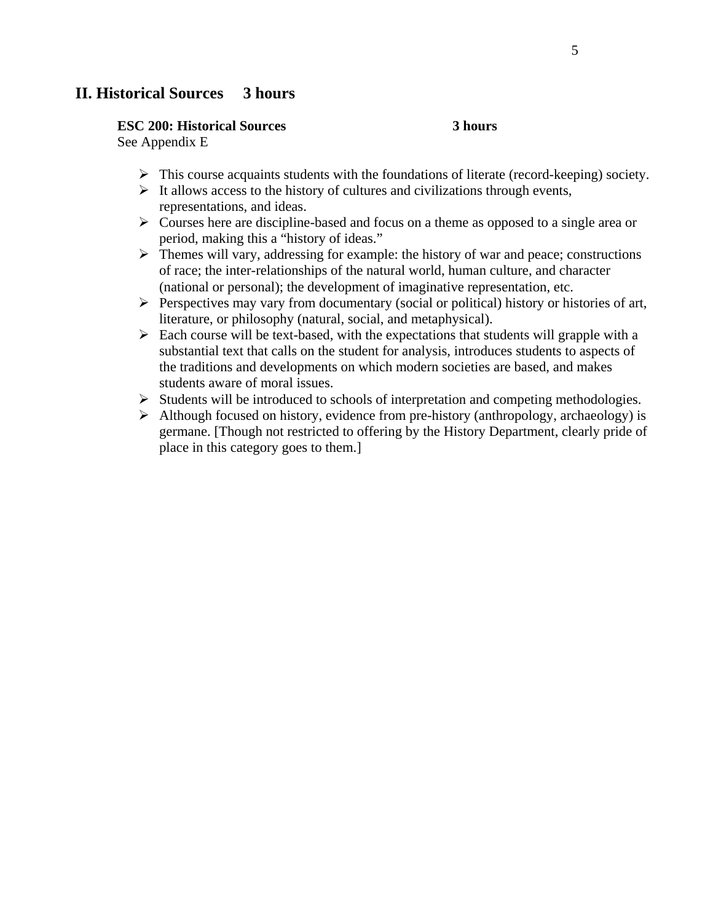## II. Historical Sources 3 hours

**ESC 200: Historical Sources 3 hours**
See Appendix E

- This course acquaints students with the foundations of literate (record-keeping) society.
- It allows access to the history of cultures and civilizations through events, representations, and ideas.
- Courses here are discipline-based and focus on a theme as opposed to a single area or period, making this a "history of ideas."
- Themes will vary, addressing for example: the history of war and peace; constructions of race; the inter-relationships of the natural world, human culture, and character (national or personal); the development of imaginative representation, etc.
- Perspectives may vary from documentary (social or political) history or histories of art, literature, or philosophy (natural, social, and metaphysical).
- Each course will be text-based, with the expectations that students will grapple with a substantial text that calls on the student for analysis, introduces students to aspects of the traditions and developments on which modern societies are based, and makes students aware of moral issues.
- Students will be introduced to schools of interpretation and competing methodologies.
- Although focused on history, evidence from pre-history (anthropology, archaeology) is germane. [Though not restricted to offering by the History Department, clearly pride of place in this category goes to them.]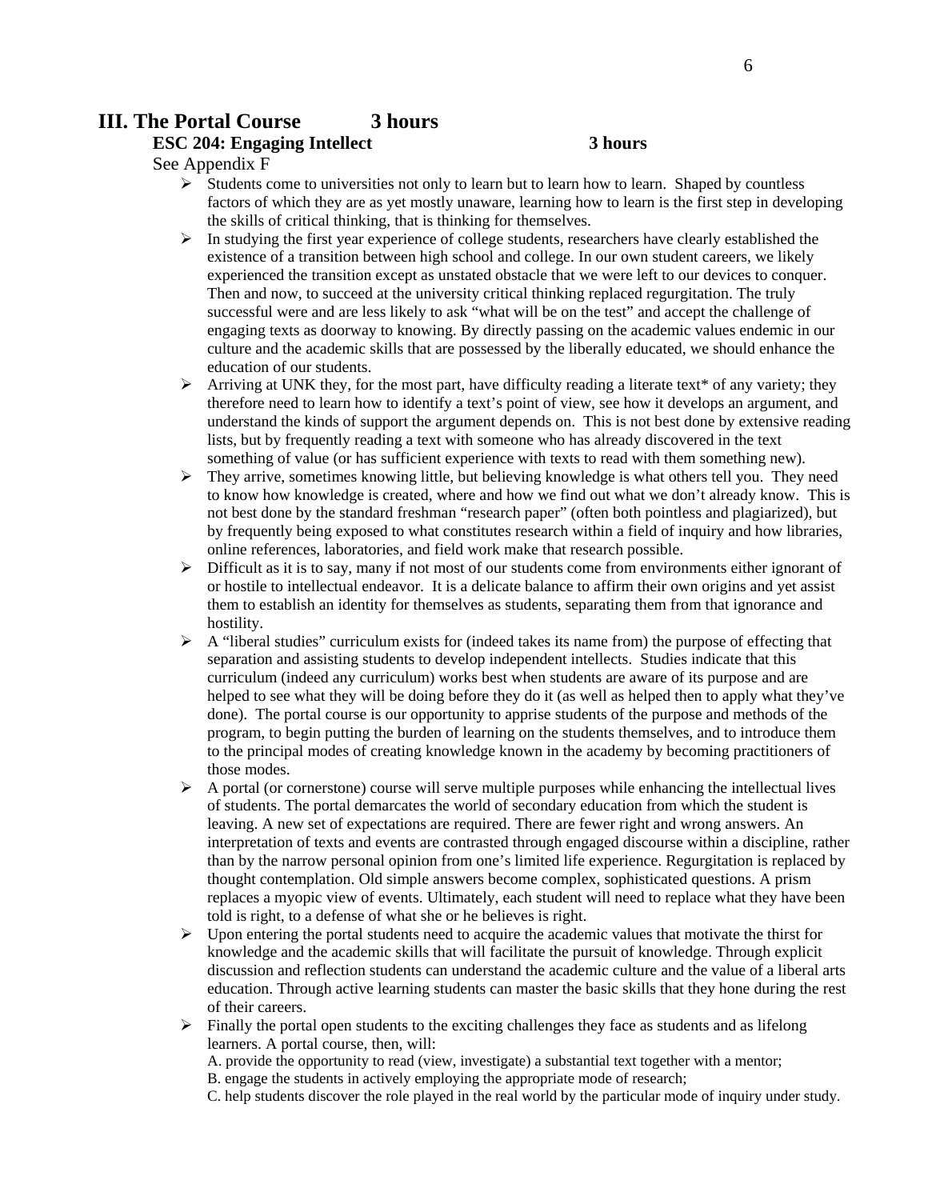## III. The Portal Course 3 hours

### ESC 204: Engaging Intellect 3 hours

See Appendix F

- Students come to universities not only to learn but to learn how to learn. Shaped by countless factors of which they are as yet mostly unaware, learning how to learn is the first step in developing the skills of critical thinking, that is thinking for themselves.
- In studying the first year experience of college students, researchers have clearly established the existence of a transition between high school and college. In our own student careers, we likely experienced the transition except as unstated obstacle that we were left to our devices to conquer. Then and now, to succeed at the university critical thinking replaced regurgitation. The truly successful were and are less likely to ask "what will be on the test" and accept the challenge of engaging texts as doorway to knowing. By directly passing on the academic values endemic in our culture and the academic skills that are possessed by the liberally educated, we should enhance the education of our students.
- Arriving at UNK they, for the most part, have difficulty reading a literate text* of any variety; they therefore need to learn how to identify a text's point of view, see how it develops an argument, and understand the kinds of support the argument depends on. This is not best done by extensive reading lists, but by frequently reading a text with someone who has already discovered in the text something of value (or has sufficient experience with texts to read with them something new).
- They arrive, sometimes knowing little, but believing knowledge is what others tell you. They need to know how knowledge is created, where and how we find out what we don't already know. This is not best done by the standard freshman "research paper" (often both pointless and plagiarized), but by frequently being exposed to what constitutes research within a field of inquiry and how libraries, online references, laboratories, and field work make that research possible.
- Difficult as it is to say, many if not most of our students come from environments either ignorant of or hostile to intellectual endeavor. It is a delicate balance to affirm their own origins and yet assist them to establish an identity for themselves as students, separating them from that ignorance and hostility.
- A "liberal studies" curriculum exists for (indeed takes its name from) the purpose of effecting that separation and assisting students to develop independent intellects. Studies indicate that this curriculum (indeed any curriculum) works best when students are aware of its purpose and are helped to see what they will be doing before they do it (as well as helped then to apply what they've done). The portal course is our opportunity to apprise students of the purpose and methods of the program, to begin putting the burden of learning on the students themselves, and to introduce them to the principal modes of creating knowledge known in the academy by becoming practitioners of those modes.
- A portal (or cornerstone) course will serve multiple purposes while enhancing the intellectual lives of students. The portal demarcates the world of secondary education from which the student is leaving. A new set of expectations are required. There are fewer right and wrong answers. An interpretation of texts and events are contrasted through engaged discourse within a discipline, rather than by the narrow personal opinion from one's limited life experience. Regurgitation is replaced by thought contemplation. Old simple answers become complex, sophisticated questions. A prism replaces a myopic view of events. Ultimately, each student will need to replace what they have been told is right, to a defense of what she or he believes is right.
- Upon entering the portal students need to acquire the academic values that motivate the thirst for knowledge and the academic skills that will facilitate the pursuit of knowledge. Through explicit discussion and reflection students can understand the academic culture and the value of a liberal arts education. Through active learning students can master the basic skills that they hone during the rest of their careers.
- Finally the portal open students to the exciting challenges they face as students and as lifelong learners. A portal course, then, will:

  A. provide the opportunity to read (view, investigate) a substantial text together with a mentor;

  B. engage the students in actively employing the appropriate mode of research;

  C. help students discover the role played in the real world by the particular mode of inquiry under study.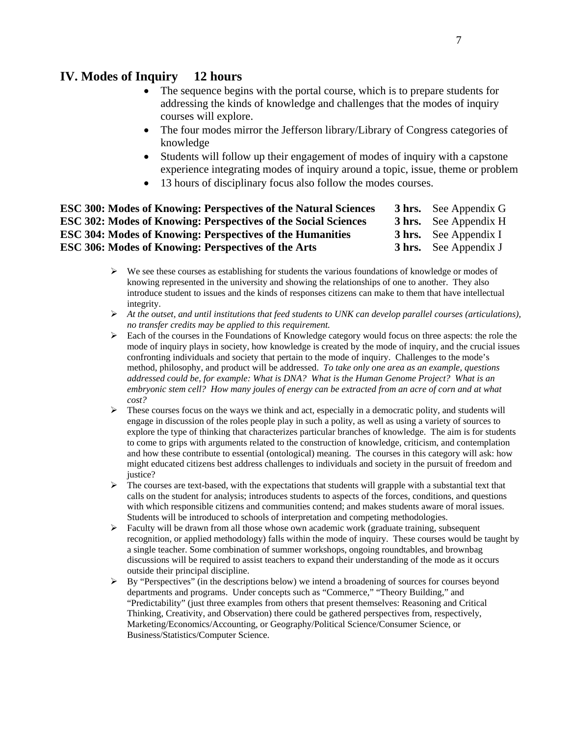## IV. Modes of Inquiry 12 hours

- The sequence begins with the portal course, which is to prepare students for addressing the kinds of knowledge and challenges that the modes of inquiry courses will explore.
- The four modes mirror the Jefferson library/Library of Congress categories of knowledge
- Students will follow up their engagement of modes of inquiry with a capstone experience integrating modes of inquiry around a topic, issue, theme or problem
- 13 hours of disciplinary focus also follow the modes courses.

| | | |
|---|---|---|
| **ESC 300: Modes of Knowing: Perspectives of the Natural Sciences** | **3 hrs.** | See Appendix G |
| **ESC 302: Modes of Knowing: Perspectives of the Social Sciences** | **3 hrs.** | See Appendix H |
| **ESC 304: Modes of Knowing: Perspectives of the Humanities** | **3 hrs.** | See Appendix I |
| **ESC 306: Modes of Knowing: Perspectives of the Arts** | **3 hrs.** | See Appendix J |

- We see these courses as establishing for students the various foundations of knowledge or modes of knowing represented in the university and showing the relationships of one to another. They also introduce student to issues and the kinds of responses citizens can make to them that have intellectual integrity.
- *At the outset, and until institutions that feed students to UNK can develop parallel courses (articulations), no transfer credits may be applied to this requirement.*
- Each of the courses in the Foundations of Knowledge category would focus on three aspects: the role the mode of inquiry plays in society, how knowledge is created by the mode of inquiry, and the crucial issues confronting individuals and society that pertain to the mode of inquiry. Challenges to the mode's method, philosophy, and product will be addressed. *To take only one area as an example, questions addressed could be, for example: What is DNA? What is the Human Genome Project? What is an embryonic stem cell? How many joules of energy can be extracted from an acre of corn and at what cost?*
- These courses focus on the ways we think and act, especially in a democratic polity, and students will engage in discussion of the roles people play in such a polity, as well as using a variety of sources to explore the type of thinking that characterizes particular branches of knowledge. The aim is for students to come to grips with arguments related to the construction of knowledge, criticism, and contemplation and how these contribute to essential (ontological) meaning. The courses in this category will ask: how might educated citizens best address challenges to individuals and society in the pursuit of freedom and justice?
- The courses are text-based, with the expectations that students will grapple with a substantial text that calls on the student for analysis; introduces students to aspects of the forces, conditions, and questions with which responsible citizens and communities contend; and makes students aware of moral issues. Students will be introduced to schools of interpretation and competing methodologies.
- Faculty will be drawn from all those whose own academic work (graduate training, subsequent recognition, or applied methodology) falls within the mode of inquiry. These courses would be taught by a single teacher. Some combination of summer workshops, ongoing roundtables, and brownbag discussions will be required to assist teachers to expand their understanding of the mode as it occurs outside their principal discipline.
- By "Perspectives" (in the descriptions below) we intend a broadening of sources for courses beyond departments and programs. Under concepts such as "Commerce," "Theory Building," and "Predictability" (just three examples from others that present themselves: Reasoning and Critical Thinking, Creativity, and Observation) there could be gathered perspectives from, respectively, Marketing/Economics/Accounting, or Geography/Political Science/Consumer Science, or Business/Statistics/Computer Science.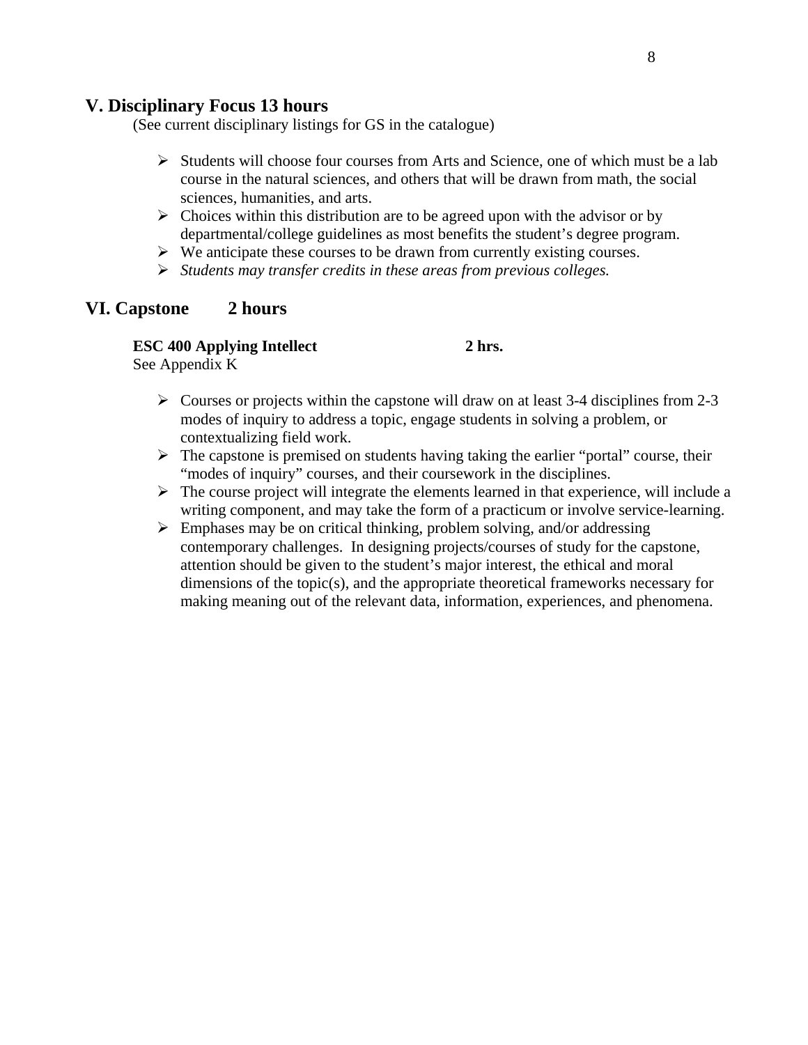## V. Disciplinary Focus 13 hours

(See current disciplinary listings for GS in the catalogue)

- Students will choose four courses from Arts and Science, one of which must be a lab course in the natural sciences, and others that will be drawn from math, the social sciences, humanities, and arts.
- Choices within this distribution are to be agreed upon with the advisor or by departmental/college guidelines as most benefits the student's degree program.
- We anticipate these courses to be drawn from currently existing courses.
- *Students may transfer credits in these areas from previous colleges.*

## VI. Capstone 2 hours

**ESC 400 Applying Intellect 2 hrs.**

See Appendix K

- Courses or projects within the capstone will draw on at least 3-4 disciplines from 2-3 modes of inquiry to address a topic, engage students in solving a problem, or contextualizing field work.
- The capstone is premised on students having taking the earlier "portal" course, their "modes of inquiry" courses, and their coursework in the disciplines.
- The course project will integrate the elements learned in that experience, will include a writing component, and may take the form of a practicum or involve service-learning.
- Emphases may be on critical thinking, problem solving, and/or addressing contemporary challenges. In designing projects/courses of study for the capstone, attention should be given to the student's major interest, the ethical and moral dimensions of the topic(s), and the appropriate theoretical frameworks necessary for making meaning out of the relevant data, information, experiences, and phenomena.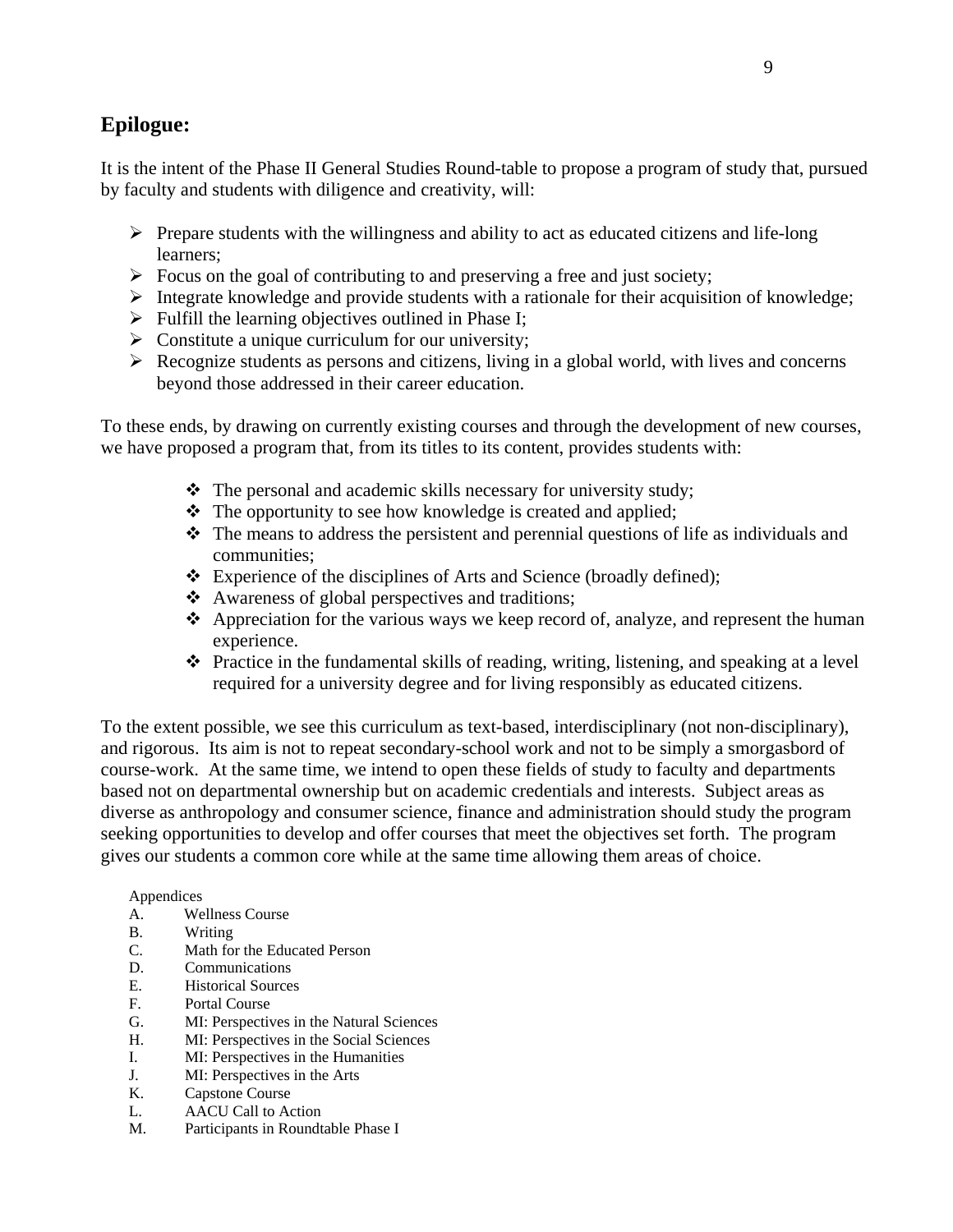## Epilogue:

It is the intent of the Phase II General Studies Round-table to propose a program of study that, pursued by faculty and students with diligence and creativity, will:

- Prepare students with the willingness and ability to act as educated citizens and life-long learners;
- Focus on the goal of contributing to and preserving a free and just society;
- Integrate knowledge and provide students with a rationale for their acquisition of knowledge;
- Fulfill the learning objectives outlined in Phase I;
- Constitute a unique curriculum for our university;
- Recognize students as persons and citizens, living in a global world, with lives and concerns beyond those addressed in their career education.

To these ends, by drawing on currently existing courses and through the development of new courses, we have proposed a program that, from its titles to its content, provides students with:

- The personal and academic skills necessary for university study;
- The opportunity to see how knowledge is created and applied;
- The means to address the persistent and perennial questions of life as individuals and communities;
- Experience of the disciplines of Arts and Science (broadly defined);
- Awareness of global perspectives and traditions;
- Appreciation for the various ways we keep record of, analyze, and represent the human experience.
- Practice in the fundamental skills of reading, writing, listening, and speaking at a level required for a university degree and for living responsibly as educated citizens.

To the extent possible, we see this curriculum as text-based, interdisciplinary (not non-disciplinary), and rigorous. Its aim is not to repeat secondary-school work and not to be simply a smorgasbord of course-work. At the same time, we intend to open these fields of study to faculty and departments based not on departmental ownership but on academic credentials and interests. Subject areas as diverse as anthropology and consumer science, finance and administration should study the program seeking opportunities to develop and offer courses that meet the objectives set forth. The program gives our students a common core while at the same time allowing them areas of choice.

Appendices

A. Wellness Course
B. Writing
C. Math for the Educated Person
D. Communications
E. Historical Sources
F. Portal Course
G. MI: Perspectives in the Natural Sciences
H. MI: Perspectives in the Social Sciences
I. MI: Perspectives in the Humanities
J. MI: Perspectives in the Arts
K. Capstone Course
L. AACU Call to Action
M. Participants in Roundtable Phase I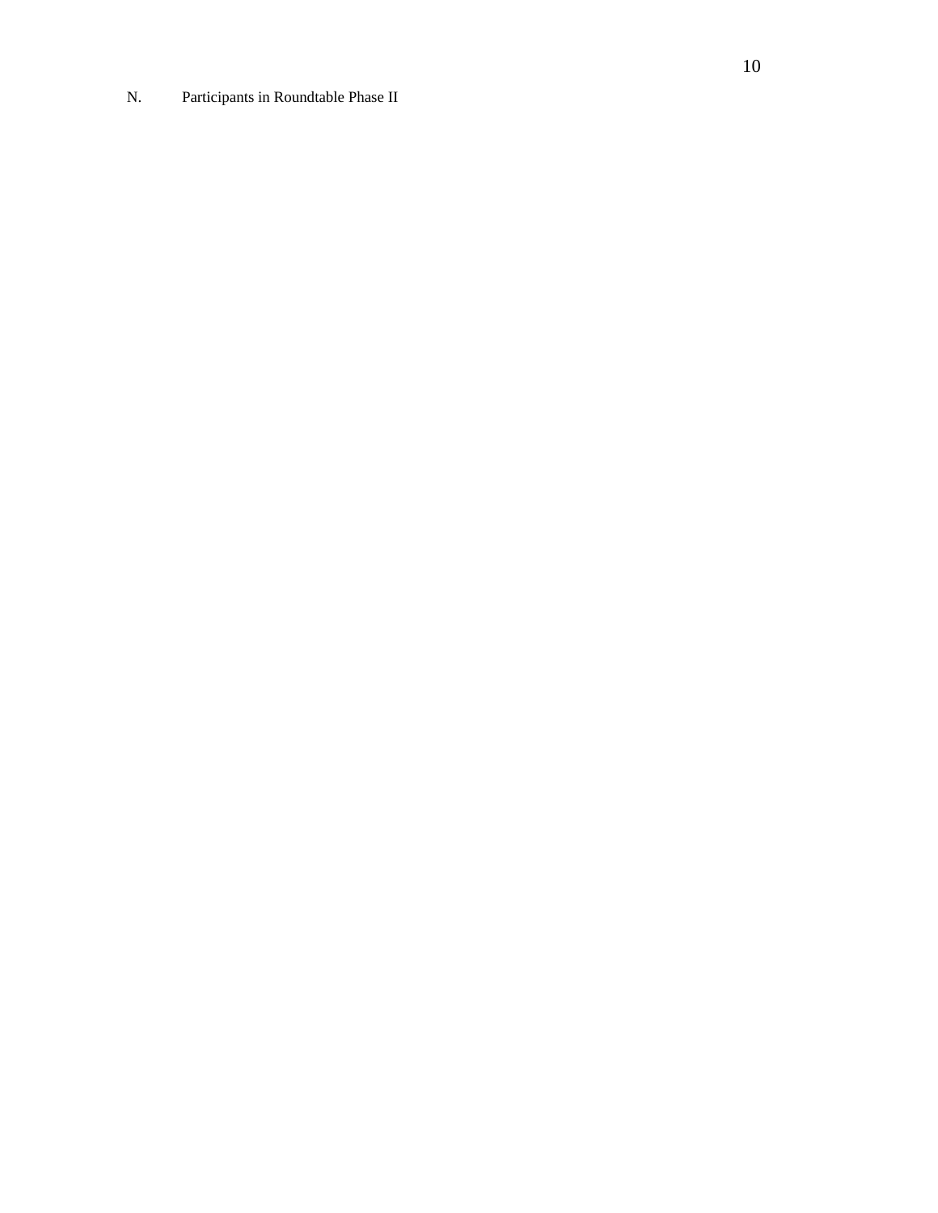N. Participants in Roundtable Phase II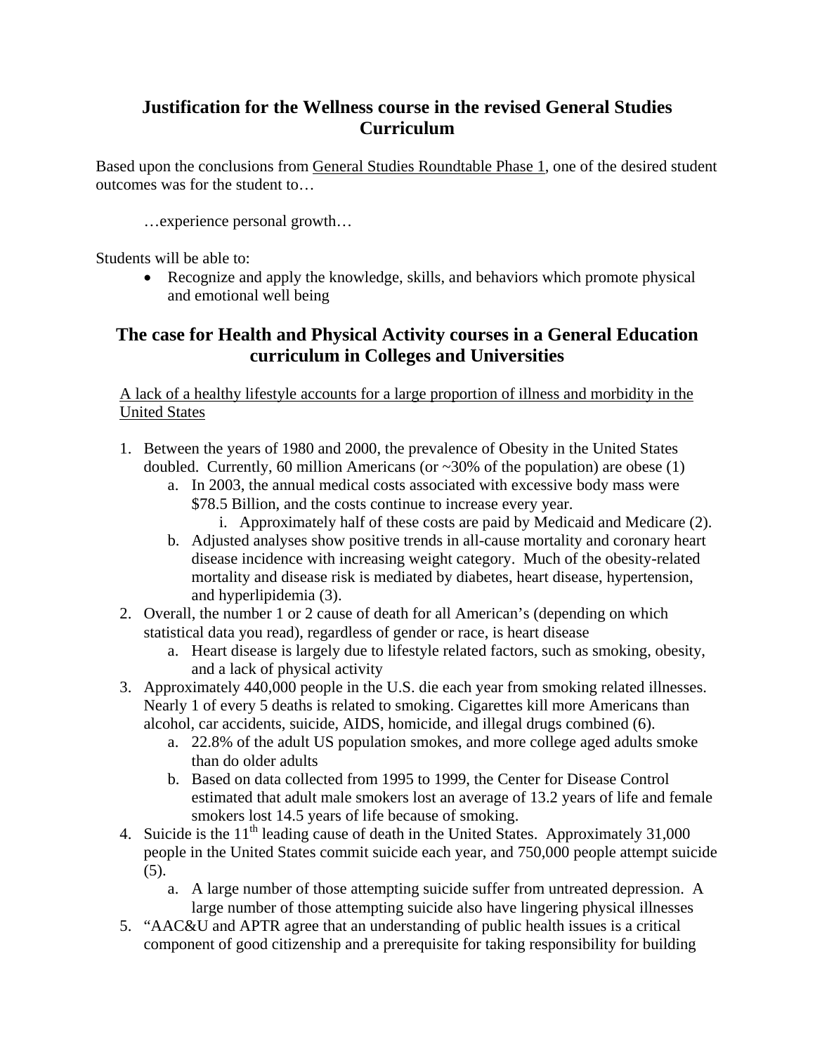## Justification for the Wellness course in the revised General Studies Curriculum

Based upon the conclusions from General Studies Roundtable Phase 1, one of the desired student outcomes was for the student to…

…experience personal growth…

Students will be able to:

- Recognize and apply the knowledge, skills, and behaviors which promote physical and emotional well being

## The case for Health and Physical Activity courses in a General Education curriculum in Colleges and Universities

A lack of a healthy lifestyle accounts for a large proportion of illness and morbidity in the United States

1. Between the years of 1980 and 2000, the prevalence of Obesity in the United States doubled. Currently, 60 million Americans (or ~30% of the population) are obese (1)
    a. In 2003, the annual medical costs associated with excessive body mass were $78.5 Billion, and the costs continue to increase every year.
        i. Approximately half of these costs are paid by Medicaid and Medicare (2).
    b. Adjusted analyses show positive trends in all-cause mortality and coronary heart disease incidence with increasing weight category. Much of the obesity-related mortality and disease risk is mediated by diabetes, heart disease, hypertension, and hyperlipidemia (3).
2. Overall, the number 1 or 2 cause of death for all American's (depending on which statistical data you read), regardless of gender or race, is heart disease
    a. Heart disease is largely due to lifestyle related factors, such as smoking, obesity, and a lack of physical activity
3. Approximately 440,000 people in the U.S. die each year from smoking related illnesses. Nearly 1 of every 5 deaths is related to smoking. Cigarettes kill more Americans than alcohol, car accidents, suicide, AIDS, homicide, and illegal drugs combined (6).
    a. 22.8% of the adult US population smokes, and more college aged adults smoke than do older adults
    b. Based on data collected from 1995 to 1999, the Center for Disease Control estimated that adult male smokers lost an average of 13.2 years of life and female smokers lost 14.5 years of life because of smoking.
4. Suicide is the 11th leading cause of death in the United States. Approximately 31,000 people in the United States commit suicide each year, and 750,000 people attempt suicide (5).
    a. A large number of those attempting suicide suffer from untreated depression. A large number of those attempting suicide also have lingering physical illnesses
5. "AAC&U and APTR agree that an understanding of public health issues is a critical component of good citizenship and a prerequisite for taking responsibility for building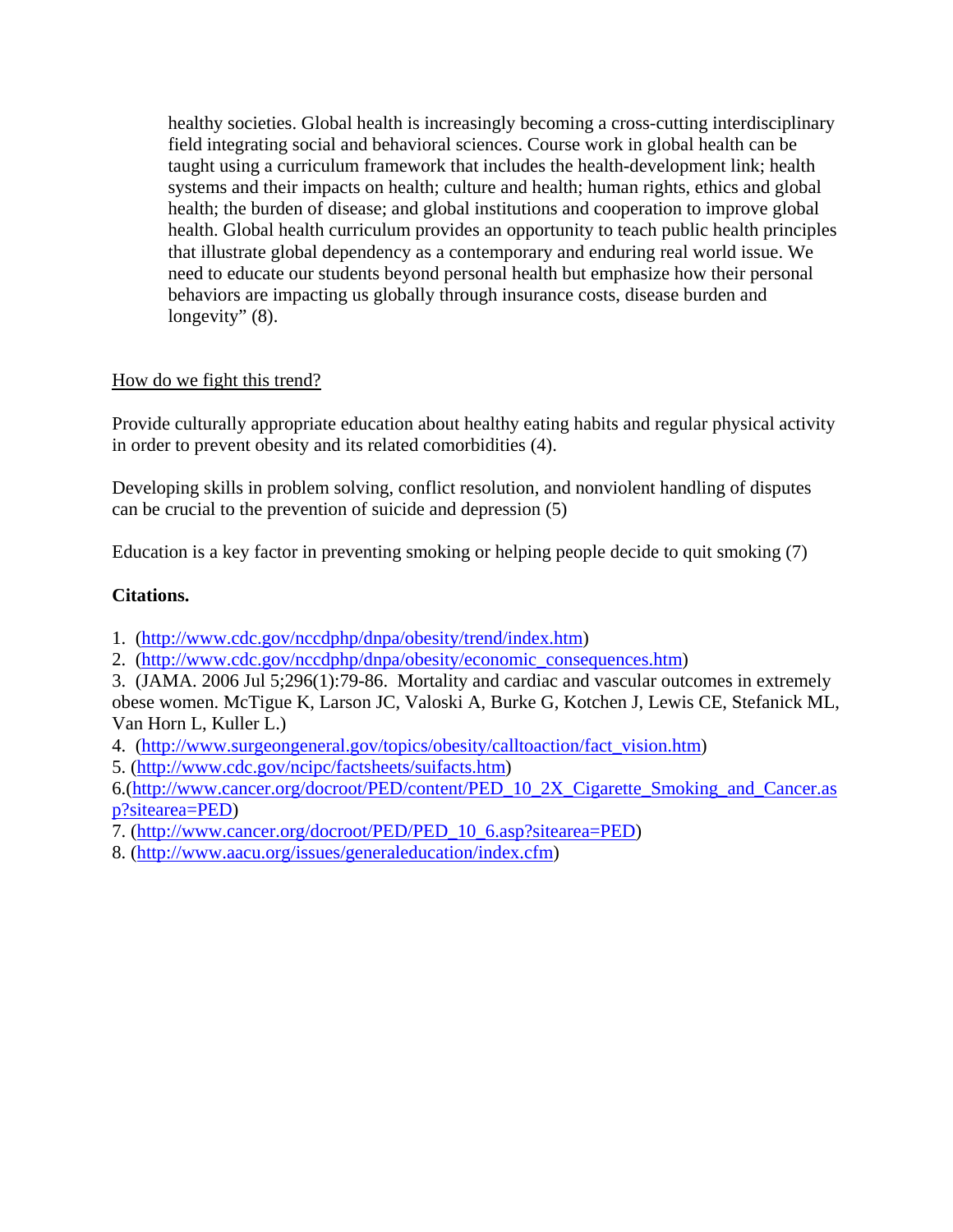healthy societies. Global health is increasingly becoming a cross-cutting interdisciplinary field integrating social and behavioral sciences. Course work in global health can be taught using a curriculum framework that includes the health-development link; health systems and their impacts on health; culture and health; human rights, ethics and global health; the burden of disease; and global institutions and cooperation to improve global health. Global health curriculum provides an opportunity to teach public health principles that illustrate global dependency as a contemporary and enduring real world issue. We need to educate our students beyond personal health but emphasize how their personal behaviors are impacting us globally through insurance costs, disease burden and longevity" (8).

<u>How do we fight this trend?</u>

Provide culturally appropriate education about healthy eating habits and regular physical activity in order to prevent obesity and its related comorbidities (4).

Developing skills in problem solving, conflict resolution, and nonviolent handling of disputes can be crucial to the prevention of suicide and depression (5)

Education is a key factor in preventing smoking or helping people decide to quit smoking (7)

**Citations.**

1. (http://www.cdc.gov/nccdphp/dnpa/obesity/trend/index.htm)
2. (http://www.cdc.gov/nccdphp/dnpa/obesity/economic_consequences.htm)
3. (JAMA. 2006 Jul 5;296(1):79-86. Mortality and cardiac and vascular outcomes in extremely obese women. McTigue K, Larson JC, Valoski A, Burke G, Kotchen J, Lewis CE, Stefanick ML, Van Horn L, Kuller L.)
4. (http://www.surgeongeneral.gov/topics/obesity/calltoaction/fact_vision.htm)
5. (http://www.cdc.gov/ncipc/factsheets/suifacts.htm)
6. (http://www.cancer.org/docroot/PED/content/PED_10_2X_Cigarette_Smoking_and_Cancer.asp?sitearea=PED)
7. (http://www.cancer.org/docroot/PED/PED_10_6.asp?sitearea=PED)
8. (http://www.aacu.org/issues/generaleducation/index.cfm)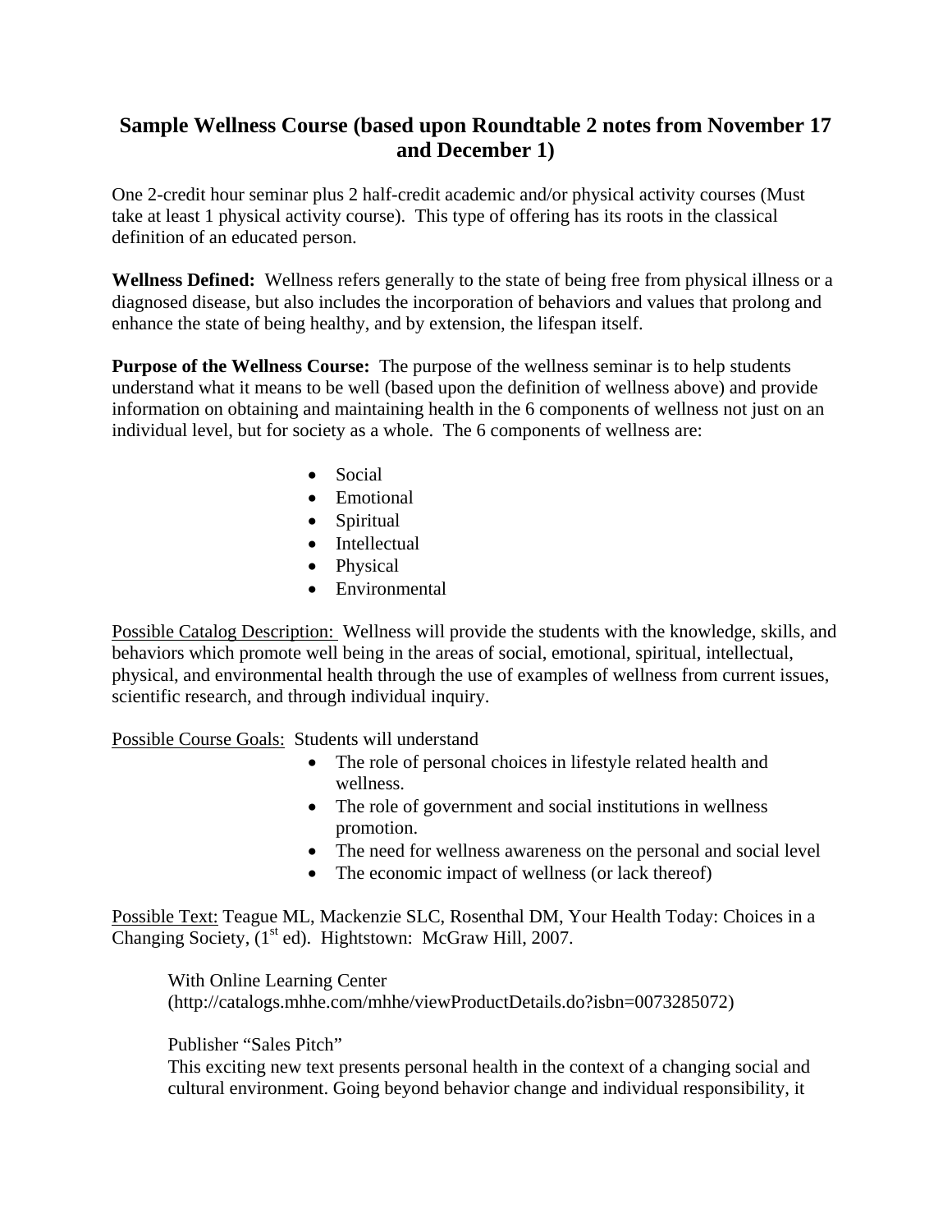## Sample Wellness Course (based upon Roundtable 2 notes from November 17 and December 1)

One 2-credit hour seminar plus 2 half-credit academic and/or physical activity courses (Must take at least 1 physical activity course). This type of offering has its roots in the classical definition of an educated person.

**Wellness Defined:** Wellness refers generally to the state of being free from physical illness or a diagnosed disease, but also includes the incorporation of behaviors and values that prolong and enhance the state of being healthy, and by extension, the lifespan itself.

**Purpose of the Wellness Course:** The purpose of the wellness seminar is to help students understand what it means to be well (based upon the definition of wellness above) and provide information on obtaining and maintaining health in the 6 components of wellness not just on an individual level, but for society as a whole. The 6 components of wellness are:

- Social
- Emotional
- Spiritual
- Intellectual
- Physical
- Environmental

<u>Possible Catalog Description:</u> Wellness will provide the students with the knowledge, skills, and behaviors which promote well being in the areas of social, emotional, spiritual, intellectual, physical, and environmental health through the use of examples of wellness from current issues, scientific research, and through individual inquiry.

<u>Possible Course Goals:</u> Students will understand

- The role of personal choices in lifestyle related health and wellness.
- The role of government and social institutions in wellness promotion.
- The need for wellness awareness on the personal and social level
- The economic impact of wellness (or lack thereof)

<u>Possible Text:</u> Teague ML, Mackenzie SLC, Rosenthal DM, Your Health Today: Choices in a Changing Society, (1st ed). Hightstown: McGraw Hill, 2007.

With Online Learning Center (http://catalogs.mhhe.com/mhhe/viewProductDetails.do?isbn=0073285072)

Publisher "Sales Pitch"
This exciting new text presents personal health in the context of a changing social and cultural environment. Going beyond behavior change and individual responsibility, it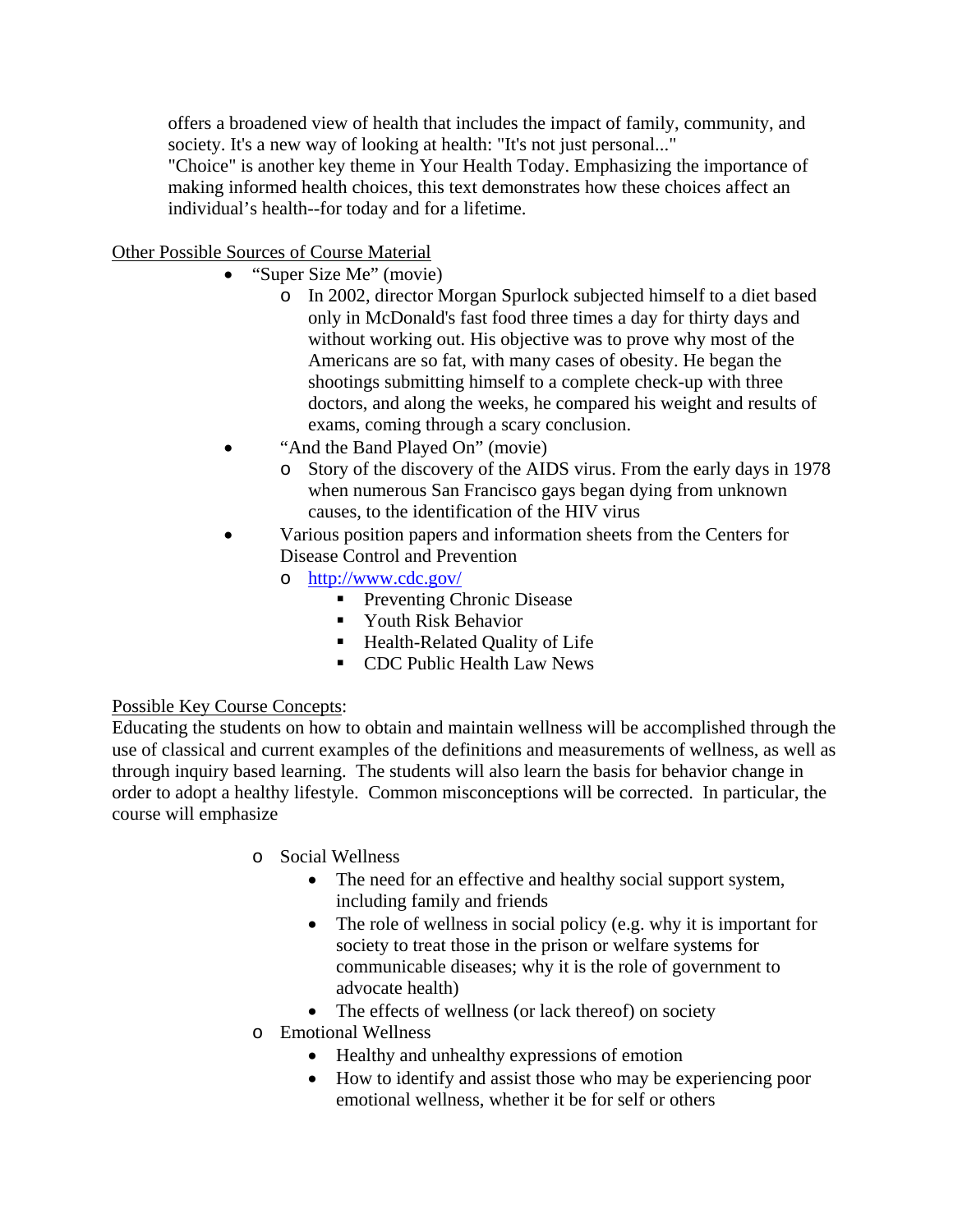offers a broadened view of health that includes the impact of family, community, and society. It's a new way of looking at health: "It's not just personal..."
"Choice" is another key theme in Your Health Today. Emphasizing the importance of making informed health choices, this text demonstrates how these choices affect an individual's health--for today and for a lifetime.

<u>Other Possible Sources of Course Material</u>

- "Super Size Me" (movie)
  - In 2002, director Morgan Spurlock subjected himself to a diet based only in McDonald's fast food three times a day for thirty days and without working out. His objective was to prove why most of the Americans are so fat, with many cases of obesity. He began the shootings submitting himself to a complete check-up with three doctors, and along the weeks, he compared his weight and results of exams, coming through a scary conclusion.
- "And the Band Played On" (movie)
  - Story of the discovery of the AIDS virus. From the early days in 1978 when numerous San Francisco gays began dying from unknown causes, to the identification of the HIV virus
- Various position papers and information sheets from the Centers for Disease Control and Prevention
  - http://www.cdc.gov/
    - Preventing Chronic Disease
    - Youth Risk Behavior
    - Health-Related Quality of Life
    - CDC Public Health Law News

<u>Possible Key Course Concepts</u>:
Educating the students on how to obtain and maintain wellness will be accomplished through the use of classical and current examples of the definitions and measurements of wellness, as well as through inquiry based learning. The students will also learn the basis for behavior change in order to adopt a healthy lifestyle. Common misconceptions will be corrected. In particular, the course will emphasize

- Social Wellness
  - The need for an effective and healthy social support system, including family and friends
  - The role of wellness in social policy (e.g. why it is important for society to treat those in the prison or welfare systems for communicable diseases; why it is the role of government to advocate health)
  - The effects of wellness (or lack thereof) on society
- Emotional Wellness
  - Healthy and unhealthy expressions of emotion
  - How to identify and assist those who may be experiencing poor emotional wellness, whether it be for self or others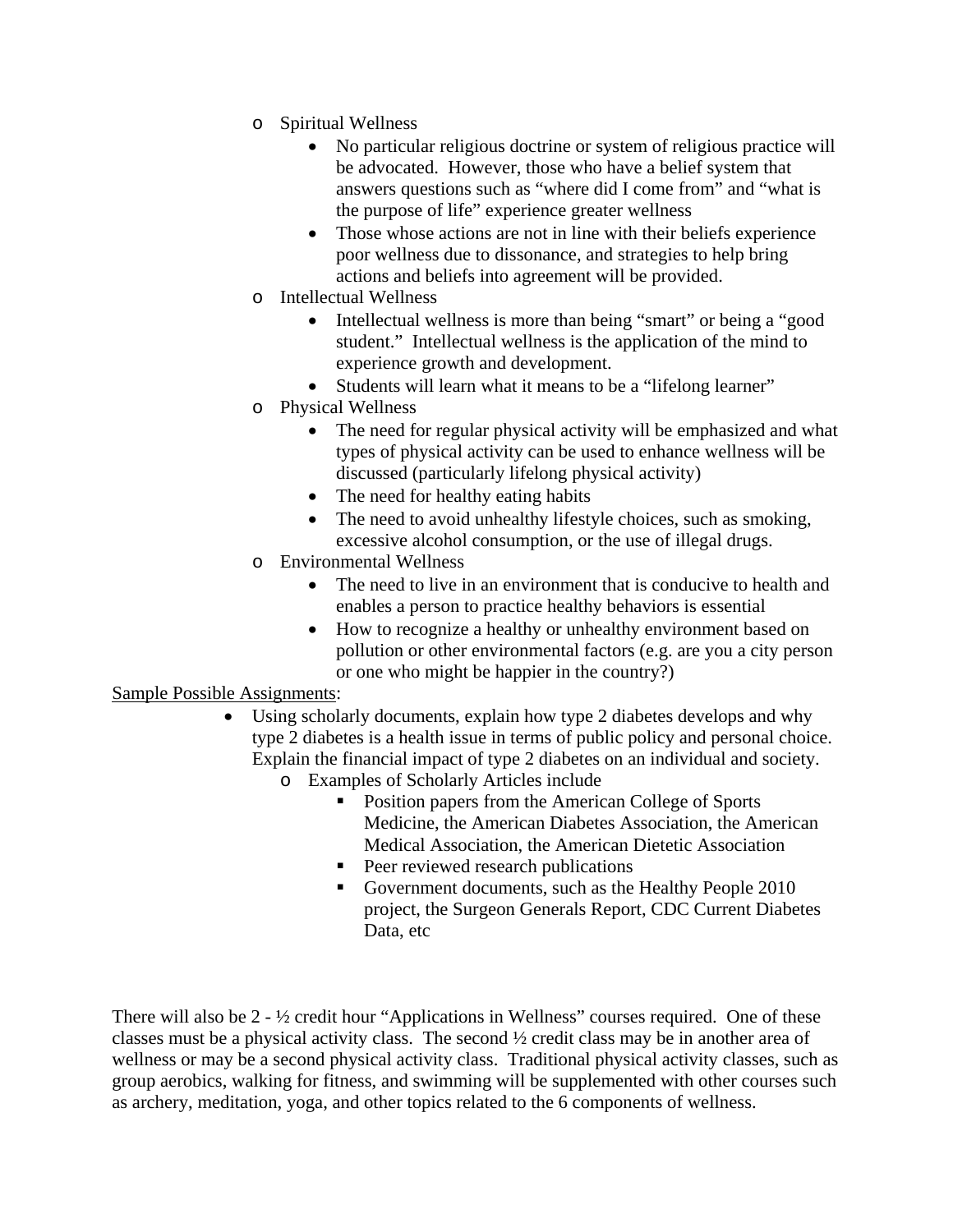- Spiritual Wellness
  - No particular religious doctrine or system of religious practice will be advocated. However, those who have a belief system that answers questions such as "where did I come from" and "what is the purpose of life" experience greater wellness
  - Those whose actions are not in line with their beliefs experience poor wellness due to dissonance, and strategies to help bring actions and beliefs into agreement will be provided.
- Intellectual Wellness
  - Intellectual wellness is more than being "smart" or being a "good student." Intellectual wellness is the application of the mind to experience growth and development.
  - Students will learn what it means to be a "lifelong learner"
- Physical Wellness
  - The need for regular physical activity will be emphasized and what types of physical activity can be used to enhance wellness will be discussed (particularly lifelong physical activity)
  - The need for healthy eating habits
  - The need to avoid unhealthy lifestyle choices, such as smoking, excessive alcohol consumption, or the use of illegal drugs.
- Environmental Wellness
  - The need to live in an environment that is conducive to health and enables a person to practice healthy behaviors is essential
  - How to recognize a healthy or unhealthy environment based on pollution or other environmental factors (e.g. are you a city person or one who might be happier in the country?)

<u>Sample Possible Assignments</u>:

- Using scholarly documents, explain how type 2 diabetes develops and why type 2 diabetes is a health issue in terms of public policy and personal choice. Explain the financial impact of type 2 diabetes on an individual and society.
  - Examples of Scholarly Articles include
    - Position papers from the American College of Sports Medicine, the American Diabetes Association, the American Medical Association, the American Dietetic Association
    - Peer reviewed research publications
    - Government documents, such as the Healthy People 2010 project, the Surgeon Generals Report, CDC Current Diabetes Data, etc

There will also be 2 - ½ credit hour "Applications in Wellness" courses required. One of these classes must be a physical activity class. The second ½ credit class may be in another area of wellness or may be a second physical activity class. Traditional physical activity classes, such as group aerobics, walking for fitness, and swimming will be supplemented with other courses such as archery, meditation, yoga, and other topics related to the 6 components of wellness.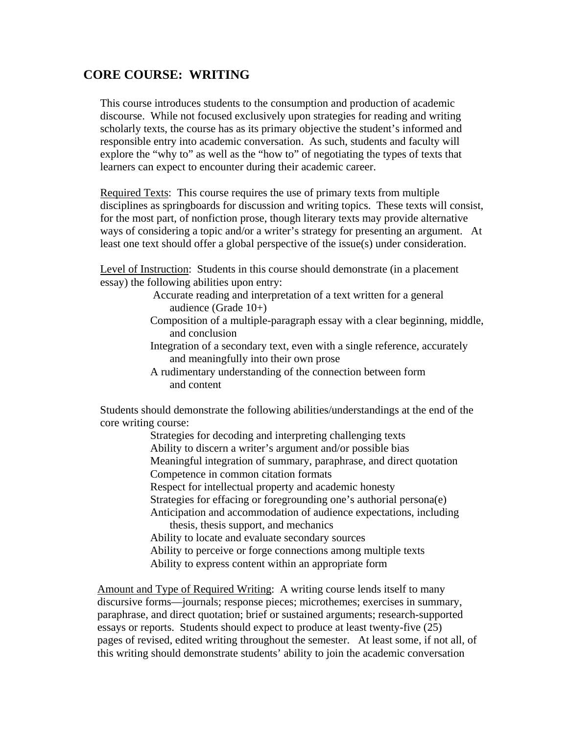## CORE COURSE: WRITING

This course introduces students to the consumption and production of academic discourse. While not focused exclusively upon strategies for reading and writing scholarly texts, the course has as its primary objective the student's informed and responsible entry into academic conversation. As such, students and faculty will explore the "why to" as well as the "how to" of negotiating the types of texts that learners can expect to encounter during their academic career.

<u>Required Texts</u>: This course requires the use of primary texts from multiple disciplines as springboards for discussion and writing topics. These texts will consist, for the most part, of nonfiction prose, though literary texts may provide alternative ways of considering a topic and/or a writer's strategy for presenting an argument. At least one text should offer a global perspective of the issue(s) under consideration.

<u>Level of Instruction</u>: Students in this course should demonstrate (in a placement essay) the following abilities upon entry:

- Accurate reading and interpretation of a text written for a general audience (Grade 10+)
- Composition of a multiple-paragraph essay with a clear beginning, middle, and conclusion
- Integration of a secondary text, even with a single reference, accurately and meaningfully into their own prose
- A rudimentary understanding of the connection between form and content

Students should demonstrate the following abilities/understandings at the end of the core writing course:

- Strategies for decoding and interpreting challenging texts
- Ability to discern a writer's argument and/or possible bias
- Meaningful integration of summary, paraphrase, and direct quotation
- Competence in common citation formats
- Respect for intellectual property and academic honesty
- Strategies for effacing or foregrounding one's authorial persona(e)
- Anticipation and accommodation of audience expectations, including thesis, thesis support, and mechanics
- Ability to locate and evaluate secondary sources
- Ability to perceive or forge connections among multiple texts
- Ability to express content within an appropriate form

<u>Amount and Type of Required Writing</u>: A writing course lends itself to many discursive forms—journals; response pieces; microthemes; exercises in summary, paraphrase, and direct quotation; brief or sustained arguments; research-supported essays or reports. Students should expect to produce at least twenty-five (25) pages of revised, edited writing throughout the semester. At least some, if not all, of this writing should demonstrate students' ability to join the academic conversation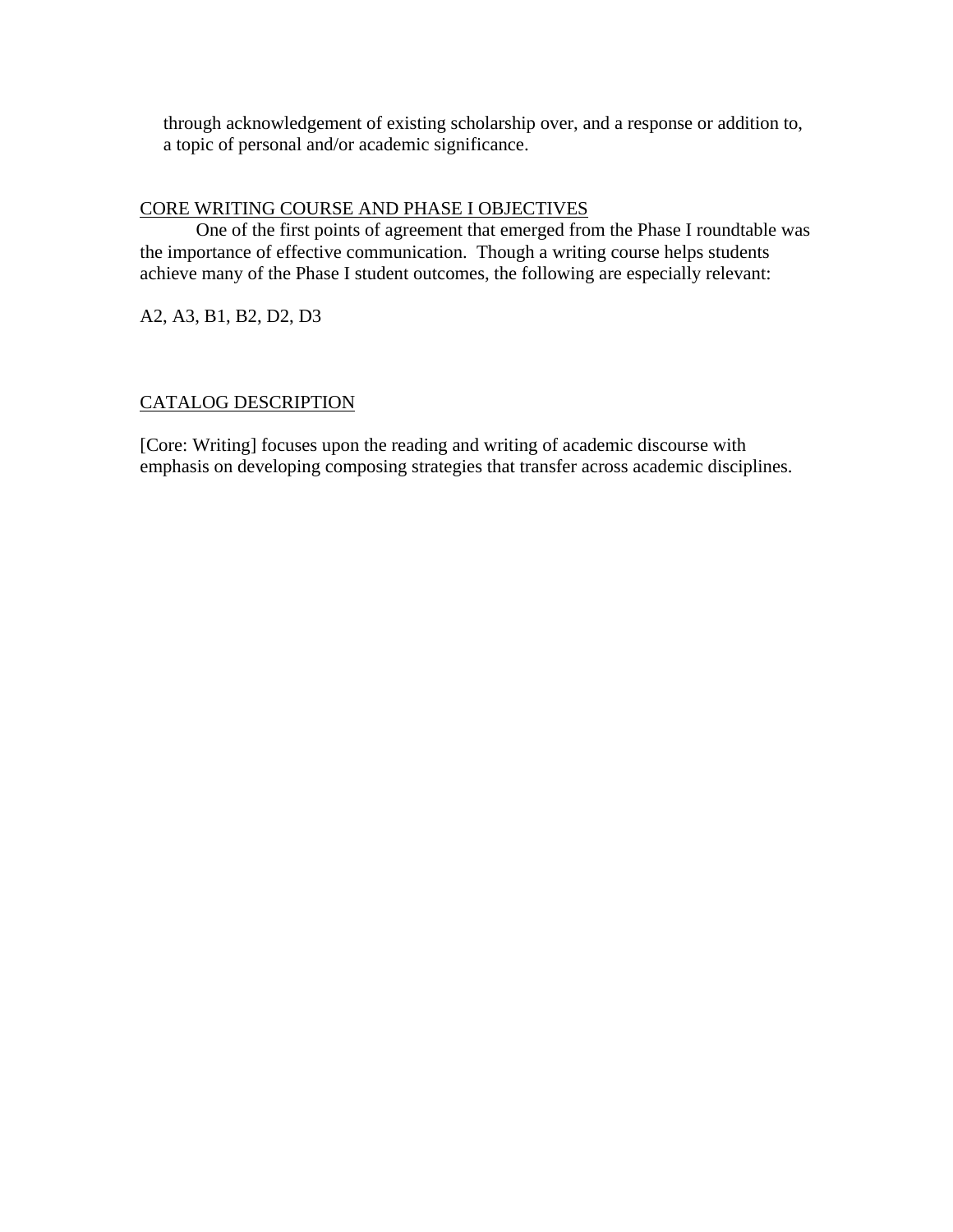through acknowledgement of existing scholarship over, and a response or addition to, a topic of personal and/or academic significance.

<u>CORE WRITING COURSE AND PHASE I OBJECTIVES</u>

One of the first points of agreement that emerged from the Phase I roundtable was the importance of effective communication. Though a writing course helps students achieve many of the Phase I student outcomes, the following are especially relevant:

A2, A3, B1, B2, D2, D3

<u>CATALOG DESCRIPTION</u>

[Core: Writing] focuses upon the reading and writing of academic discourse with emphasis on developing composing strategies that transfer across academic disciplines.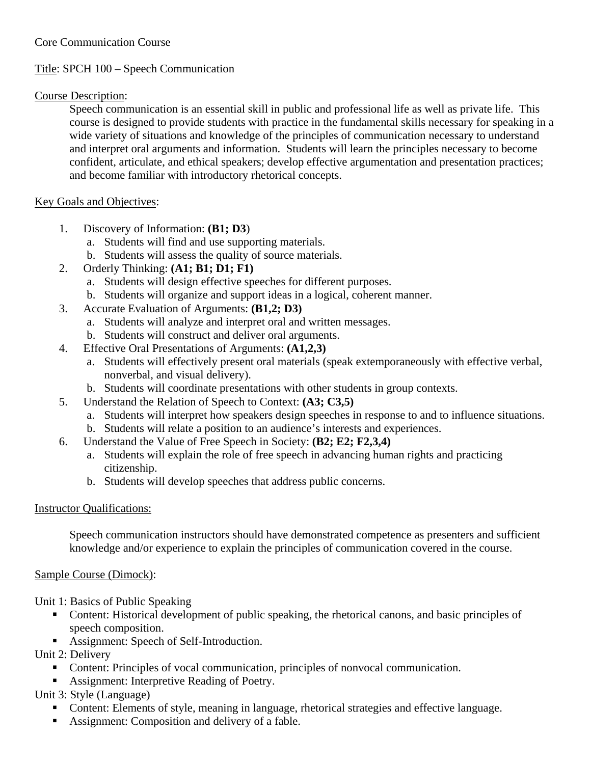Core Communication Course

Title: SPCH 100 – Speech Communication

Course Description:

Speech communication is an essential skill in public and professional life as well as private life. This course is designed to provide students with practice in the fundamental skills necessary for speaking in a wide variety of situations and knowledge of the principles of communication necessary to understand and interpret oral arguments and information. Students will learn the principles necessary to become confident, articulate, and ethical speakers; develop effective argumentation and presentation practices; and become familiar with introductory rhetorical concepts.

Key Goals and Objectives:

1. Discovery of Information: **(B1; D3**)
   a. Students will find and use supporting materials.
   b. Students will assess the quality of source materials.
2. Orderly Thinking: **(A1; B1; D1; F1)**
   a. Students will design effective speeches for different purposes.
   b. Students will organize and support ideas in a logical, coherent manner.
3. Accurate Evaluation of Arguments: **(B1,2; D3)**
   a. Students will analyze and interpret oral and written messages.
   b. Students will construct and deliver oral arguments.
4. Effective Oral Presentations of Arguments: **(A1,2,3)**
   a. Students will effectively present oral materials (speak extemporaneously with effective verbal, nonverbal, and visual delivery).
   b. Students will coordinate presentations with other students in group contexts.
5. Understand the Relation of Speech to Context: **(A3; C3,5)**
   a. Students will interpret how speakers design speeches in response to and to influence situations.
   b. Students will relate a position to an audience's interests and experiences.
6. Understand the Value of Free Speech in Society: **(B2; E2; F2,3,4)**
   a. Students will explain the role of free speech in advancing human rights and practicing citizenship.
   b. Students will develop speeches that address public concerns.

Instructor Qualifications:

Speech communication instructors should have demonstrated competence as presenters and sufficient knowledge and/or experience to explain the principles of communication covered in the course.

Sample Course (Dimock):

Unit 1: Basics of Public Speaking
- Content: Historical development of public speaking, the rhetorical canons, and basic principles of speech composition.
- Assignment: Speech of Self-Introduction.

Unit 2: Delivery
- Content: Principles of vocal communication, principles of nonvocal communication.
- Assignment: Interpretive Reading of Poetry.

Unit 3: Style (Language)
- Content: Elements of style, meaning in language, rhetorical strategies and effective language.
- Assignment: Composition and delivery of a fable.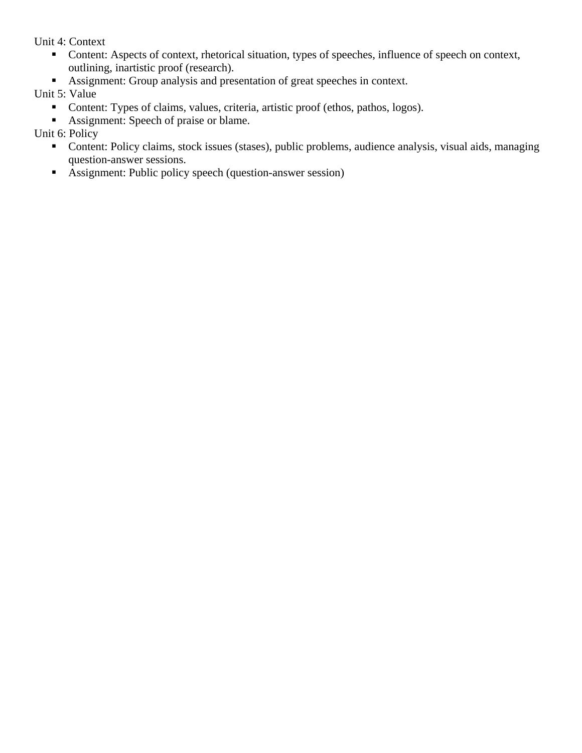Unit 4: Context

- Content: Aspects of context, rhetorical situation, types of speeches, influence of speech on context, outlining, inartistic proof (research).
- Assignment: Group analysis and presentation of great speeches in context.

Unit 5: Value

- Content: Types of claims, values, criteria, artistic proof (ethos, pathos, logos).
- Assignment: Speech of praise or blame.

Unit 6: Policy

- Content: Policy claims, stock issues (stases), public problems, audience analysis, visual aids, managing question-answer sessions.
- Assignment: Public policy speech (question-answer session)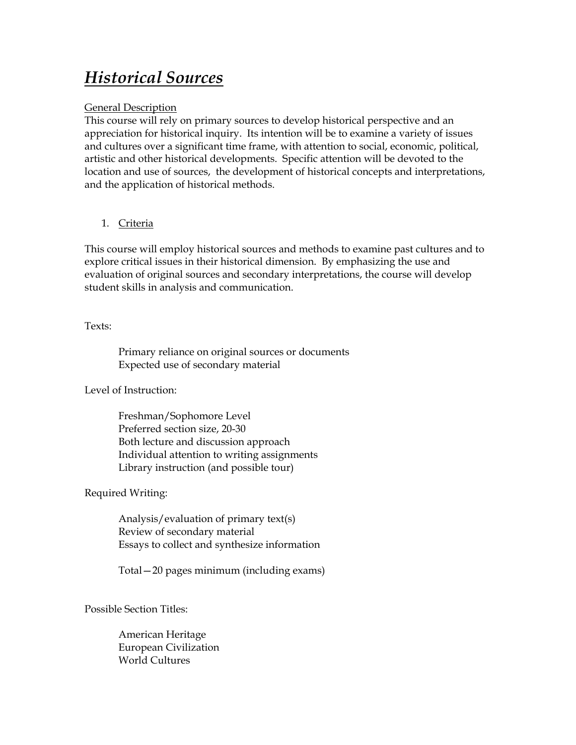# ***Historical Sources***

General Description

This course will rely on primary sources to develop historical perspective and an appreciation for historical inquiry. Its intention will be to examine a variety of issues and cultures over a significant time frame, with attention to social, economic, political, artistic and other historical developments. Specific attention will be devoted to the location and use of sources, the development of historical concepts and interpretations, and the application of historical methods.

1. Criteria

This course will employ historical sources and methods to examine past cultures and to explore critical issues in their historical dimension. By emphasizing the use and evaluation of original sources and secondary interpretations, the course will develop student skills in analysis and communication.

Texts:

> Primary reliance on original sources or documents
> Expected use of secondary material

Level of Instruction:

> Freshman/Sophomore Level
> Preferred section size, 20-30
> Both lecture and discussion approach
> Individual attention to writing assignments
> Library instruction (and possible tour)

Required Writing:

> Analysis/evaluation of primary text(s)
> Review of secondary material
> Essays to collect and synthesize information
>
> Total—20 pages minimum (including exams)

Possible Section Titles:

> American Heritage
> European Civilization
> World Cultures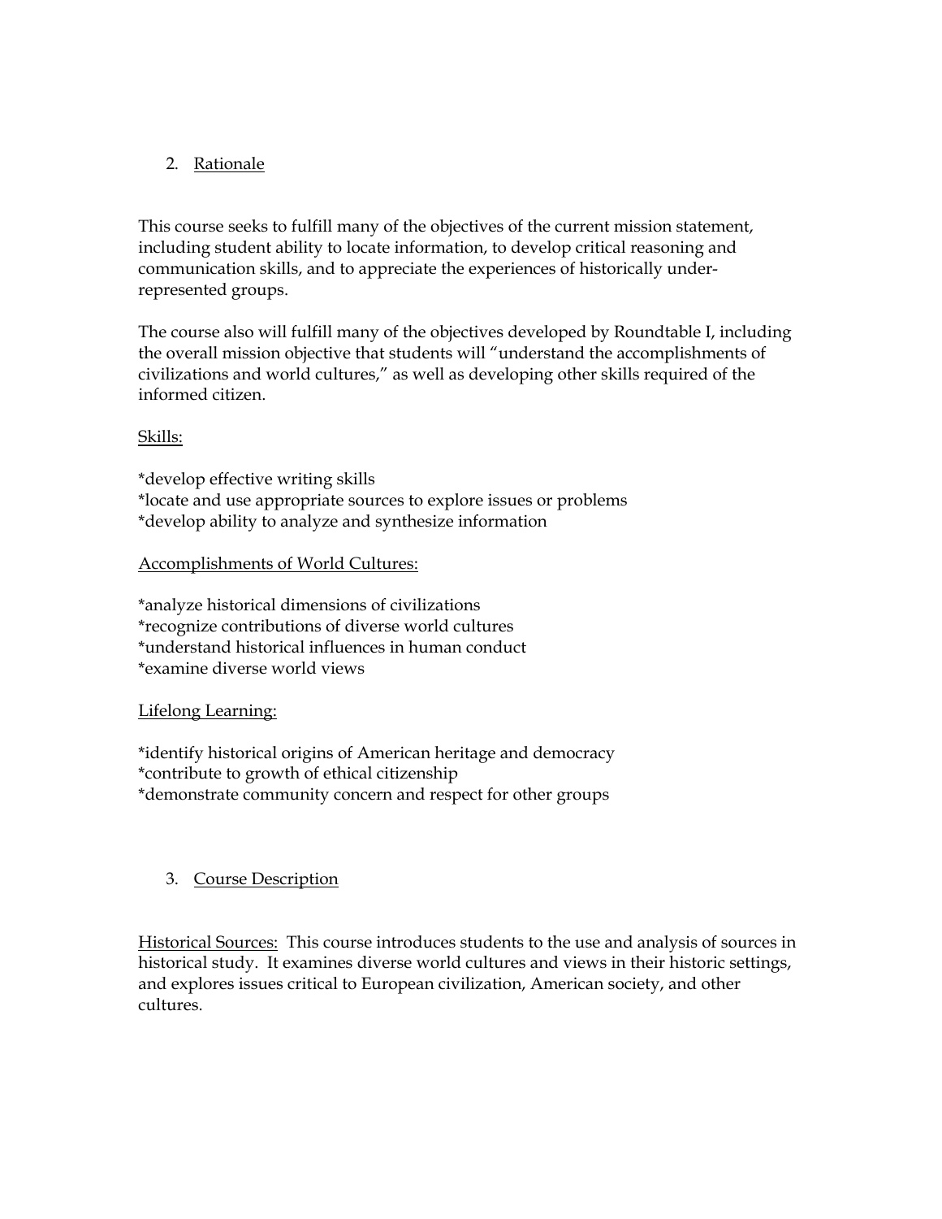## 2. Rationale

This course seeks to fulfill many of the objectives of the current mission statement, including student ability to locate information, to develop critical reasoning and communication skills, and to appreciate the experiences of historically under-represented groups.

The course also will fulfill many of the objectives developed by Roundtable I, including the overall mission objective that students will "understand the accomplishments of civilizations and world cultures," as well as developing other skills required of the informed citizen.

Skills:

*develop effective writing skills
*locate and use appropriate sources to explore issues or problems
*develop ability to analyze and synthesize information

Accomplishments of World Cultures:

*analyze historical dimensions of civilizations
*recognize contributions of diverse world cultures
*understand historical influences in human conduct
*examine diverse world views

Lifelong Learning:

*identify historical origins of American heritage and democracy
*contribute to growth of ethical citizenship
*demonstrate community concern and respect for other groups

## 3. Course Description

Historical Sources: This course introduces students to the use and analysis of sources in historical study. It examines diverse world cultures and views in their historic settings, and explores issues critical to European civilization, American society, and other cultures.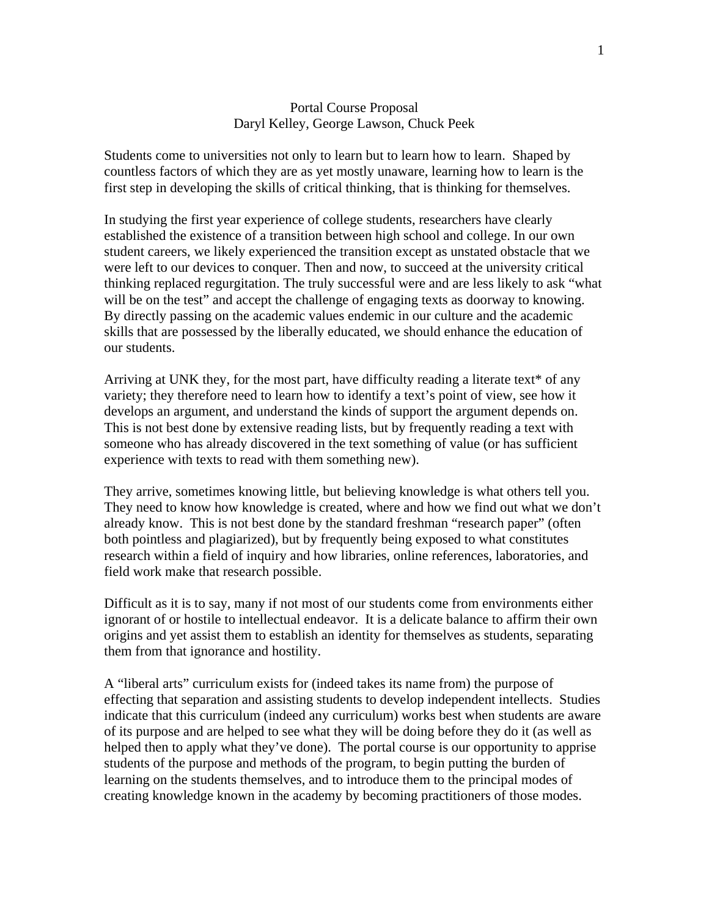Portal Course Proposal
Daryl Kelley, George Lawson, Chuck Peek

Students come to universities not only to learn but to learn how to learn. Shaped by countless factors of which they are as yet mostly unaware, learning how to learn is the first step in developing the skills of critical thinking, that is thinking for themselves.

In studying the first year experience of college students, researchers have clearly established the existence of a transition between high school and college. In our own student careers, we likely experienced the transition except as unstated obstacle that we were left to our devices to conquer. Then and now, to succeed at the university critical thinking replaced regurgitation. The truly successful were and are less likely to ask "what will be on the test" and accept the challenge of engaging texts as doorway to knowing. By directly passing on the academic values endemic in our culture and the academic skills that are possessed by the liberally educated, we should enhance the education of our students.

Arriving at UNK they, for the most part, have difficulty reading a literate text* of any variety; they therefore need to learn how to identify a text's point of view, see how it develops an argument, and understand the kinds of support the argument depends on. This is not best done by extensive reading lists, but by frequently reading a text with someone who has already discovered in the text something of value (or has sufficient experience with texts to read with them something new).

They arrive, sometimes knowing little, but believing knowledge is what others tell you. They need to know how knowledge is created, where and how we find out what we don't already know. This is not best done by the standard freshman "research paper" (often both pointless and plagiarized), but by frequently being exposed to what constitutes research within a field of inquiry and how libraries, online references, laboratories, and field work make that research possible.

Difficult as it is to say, many if not most of our students come from environments either ignorant of or hostile to intellectual endeavor. It is a delicate balance to affirm their own origins and yet assist them to establish an identity for themselves as students, separating them from that ignorance and hostility.

A "liberal arts" curriculum exists for (indeed takes its name from) the purpose of effecting that separation and assisting students to develop independent intellects. Studies indicate that this curriculum (indeed any curriculum) works best when students are aware of its purpose and are helped to see what they will be doing before they do it (as well as helped then to apply what they've done). The portal course is our opportunity to apprise students of the purpose and methods of the program, to begin putting the burden of learning on the students themselves, and to introduce them to the principal modes of creating knowledge known in the academy by becoming practitioners of those modes.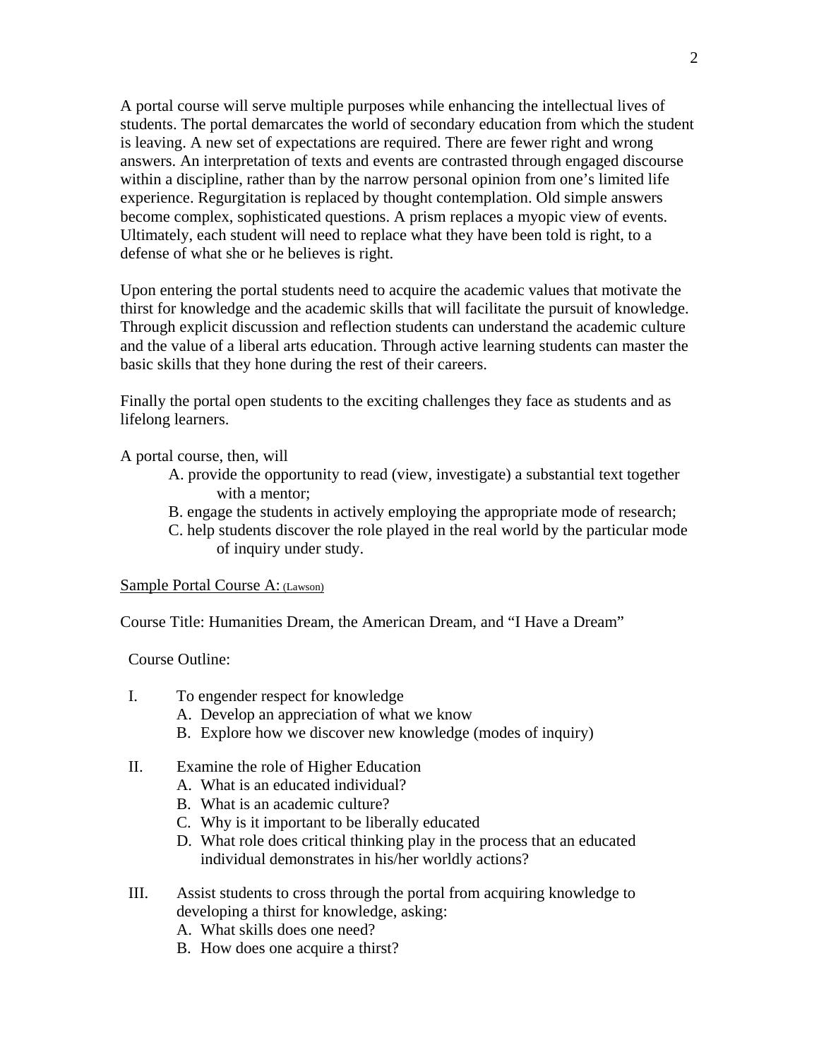A portal course will serve multiple purposes while enhancing the intellectual lives of students. The portal demarcates the world of secondary education from which the student is leaving. A new set of expectations are required. There are fewer right and wrong answers. An interpretation of texts and events are contrasted through engaged discourse within a discipline, rather than by the narrow personal opinion from one's limited life experience. Regurgitation is replaced by thought contemplation. Old simple answers become complex, sophisticated questions. A prism replaces a myopic view of events. Ultimately, each student will need to replace what they have been told is right, to a defense of what she or he believes is right.

Upon entering the portal students need to acquire the academic values that motivate the thirst for knowledge and the academic skills that will facilitate the pursuit of knowledge. Through explicit discussion and reflection students can understand the academic culture and the value of a liberal arts education. Through active learning students can master the basic skills that they hone during the rest of their careers.

Finally the portal open students to the exciting challenges they face as students and as lifelong learners.

A portal course, then, will

A. provide the opportunity to read (view, investigate) a substantial text together with a mentor;
B. engage the students in actively employing the appropriate mode of research;
C. help students discover the role played in the real world by the particular mode of inquiry under study.

<u>Sample Portal Course A: (Lawson)</u>

Course Title: Humanities Dream, the American Dream, and "I Have a Dream"

Course Outline:

I. To engender respect for knowledge
   A. Develop an appreciation of what we know
   B. Explore how we discover new knowledge (modes of inquiry)

II. Examine the role of Higher Education
   A. What is an educated individual?
   B. What is an academic culture?
   C. Why is it important to be liberally educated
   D. What role does critical thinking play in the process that an educated individual demonstrates in his/her worldly actions?

III. Assist students to cross through the portal from acquiring knowledge to developing a thirst for knowledge, asking:
   A. What skills does one need?
   B. How does one acquire a thirst?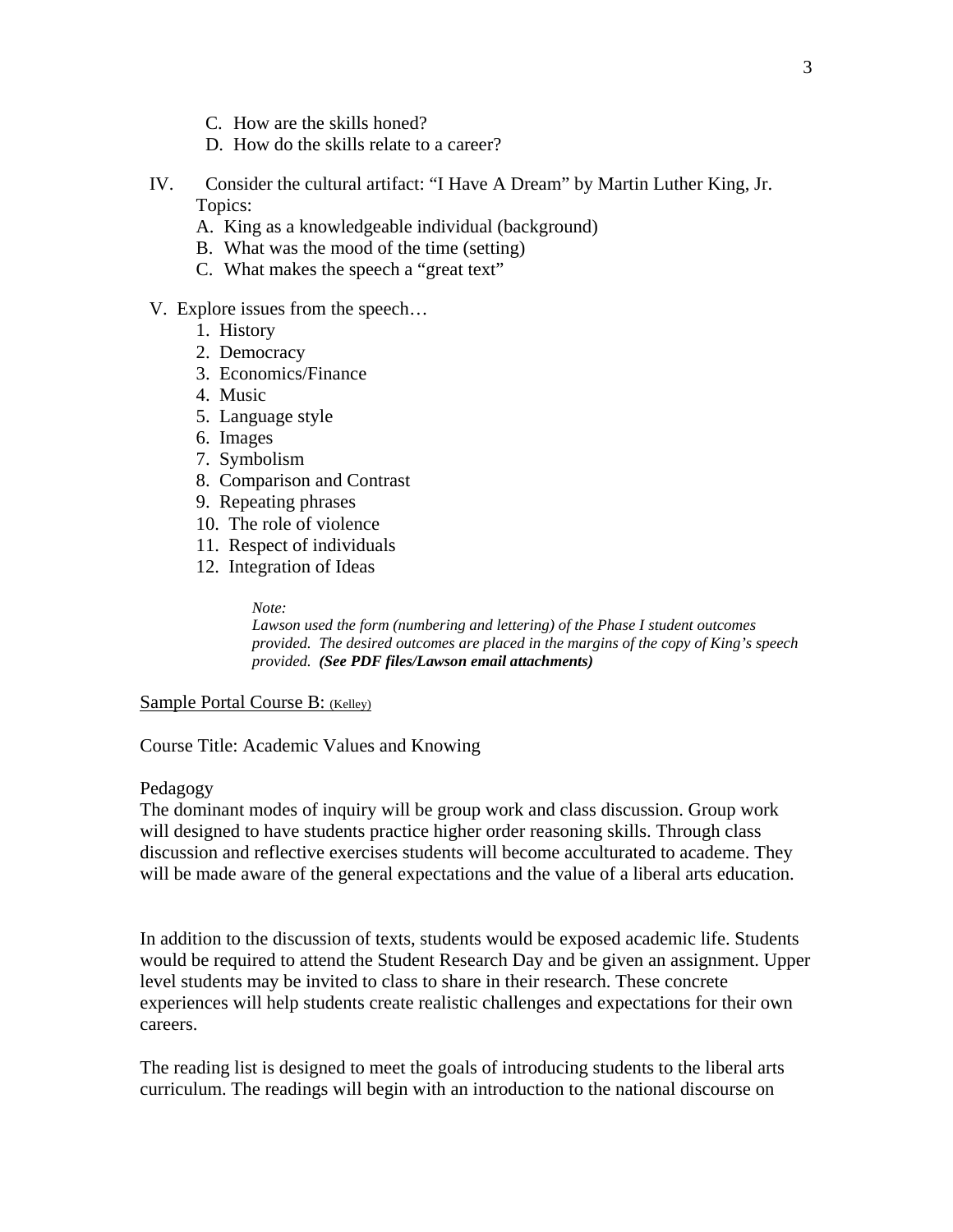C. How are the skills honed?
D. How do the skills relate to a career?

IV. Consider the cultural artifact: "I Have A Dream" by Martin Luther King, Jr.
Topics:
A. King as a knowledgeable individual (background)
B. What was the mood of the time (setting)
C. What makes the speech a "great text"

V. Explore issues from the speech…
1. History
2. Democracy
3. Economics/Finance
4. Music
5. Language style
6. Images
7. Symbolism
8. Comparison and Contrast
9. Repeating phrases
10. The role of violence
11. Respect of individuals
12. Integration of Ideas

> *Note:*
> *Lawson used the form (numbering and lettering) of the Phase I student outcomes provided. The desired outcomes are placed in the margins of the copy of King's speech provided.* ***(See PDF files/Lawson email attachments)***

<u>Sample Portal Course B: (Kelley)</u>

Course Title: Academic Values and Knowing

Pedagogy
The dominant modes of inquiry will be group work and class discussion. Group work will designed to have students practice higher order reasoning skills. Through class discussion and reflective exercises students will become acculturated to academe. They will be made aware of the general expectations and the value of a liberal arts education.

In addition to the discussion of texts, students would be exposed academic life. Students would be required to attend the Student Research Day and be given an assignment. Upper level students may be invited to class to share in their research. These concrete experiences will help students create realistic challenges and expectations for their own careers.

The reading list is designed to meet the goals of introducing students to the liberal arts curriculum. The readings will begin with an introduction to the national discourse on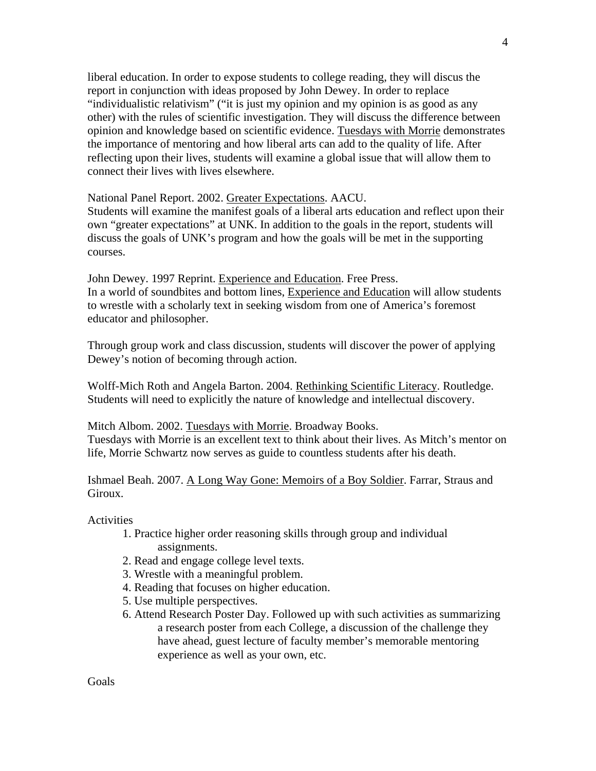liberal education. In order to expose students to college reading, they will discus the report in conjunction with ideas proposed by John Dewey. In order to replace "individualistic relativism" ("it is just my opinion and my opinion is as good as any other) with the rules of scientific investigation. They will discuss the difference between opinion and knowledge based on scientific evidence. Tuesdays with Morrie demonstrates the importance of mentoring and how liberal arts can add to the quality of life. After reflecting upon their lives, students will examine a global issue that will allow them to connect their lives with lives elsewhere.

National Panel Report. 2002. Greater Expectations. AACU.
Students will examine the manifest goals of a liberal arts education and reflect upon their own "greater expectations" at UNK. In addition to the goals in the report, students will discuss the goals of UNK's program and how the goals will be met in the supporting courses.

John Dewey. 1997 Reprint. Experience and Education. Free Press.
In a world of soundbites and bottom lines, Experience and Education will allow students to wrestle with a scholarly text in seeking wisdom from one of America's foremost educator and philosopher.

Through group work and class discussion, students will discover the power of applying Dewey's notion of becoming through action.

Wolff-Mich Roth and Angela Barton. 2004. Rethinking Scientific Literacy. Routledge.
Students will need to explicitly the nature of knowledge and intellectual discovery.

Mitch Albom. 2002. Tuesdays with Morrie. Broadway Books.
Tuesdays with Morrie is an excellent text to think about their lives. As Mitch's mentor on life, Morrie Schwartz now serves as guide to countless students after his death.

Ishmael Beah. 2007. A Long Way Gone: Memoirs of a Boy Soldier. Farrar, Straus and Giroux.

Activities

1. Practice higher order reasoning skills through group and individual assignments.
2. Read and engage college level texts.
3. Wrestle with a meaningful problem.
4. Reading that focuses on higher education.
5. Use multiple perspectives.
6. Attend Research Poster Day. Followed up with such activities as summarizing a research poster from each College, a discussion of the challenge they have ahead, guest lecture of faculty member's memorable mentoring experience as well as your own, etc.

Goals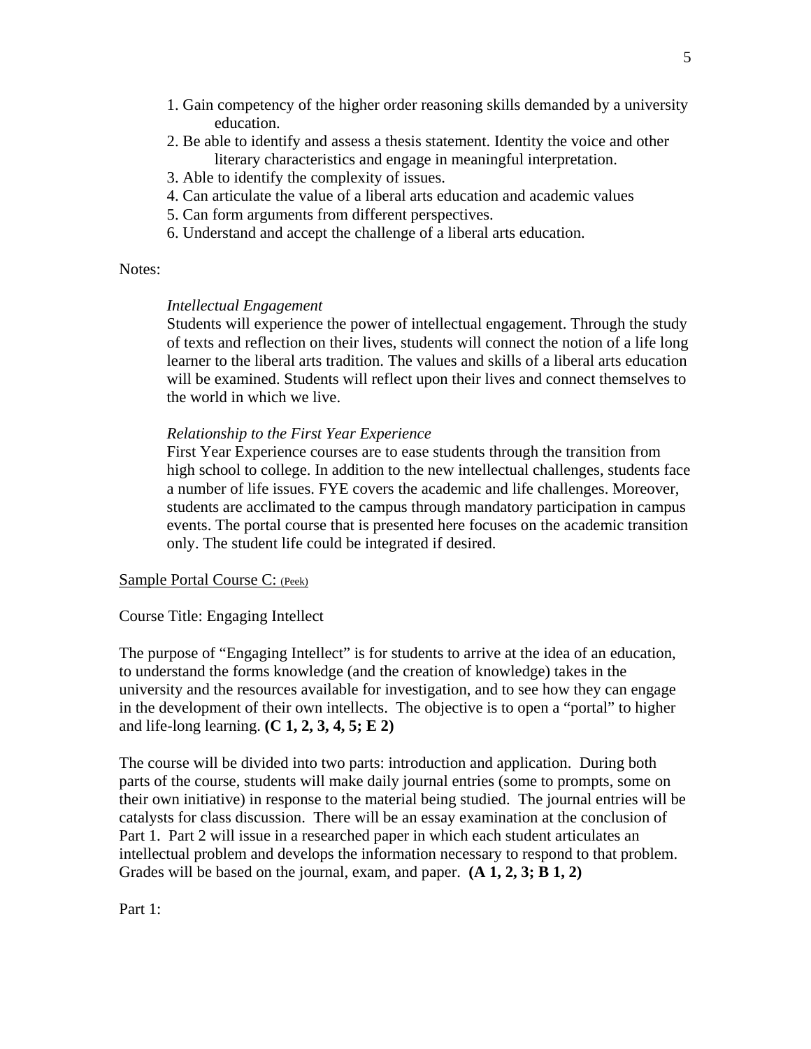1. Gain competency of the higher order reasoning skills demanded by a university education.
2. Be able to identify and assess a thesis statement. Identity the voice and other literary characteristics and engage in meaningful interpretation.
3. Able to identify the complexity of issues.
4. Can articulate the value of a liberal arts education and academic values
5. Can form arguments from different perspectives.
6. Understand and accept the challenge of a liberal arts education.

Notes:

*Intellectual Engagement*
Students will experience the power of intellectual engagement. Through the study of texts and reflection on their lives, students will connect the notion of a life long learner to the liberal arts tradition. The values and skills of a liberal arts education will be examined. Students will reflect upon their lives and connect themselves to the world in which we live.

*Relationship to the First Year Experience*
First Year Experience courses are to ease students through the transition from high school to college. In addition to the new intellectual challenges, students face a number of life issues. FYE covers the academic and life challenges. Moreover, students are acclimated to the campus through mandatory participation in campus events. The portal course that is presented here focuses on the academic transition only. The student life could be integrated if desired.

Sample Portal Course C: (Peek)

Course Title: Engaging Intellect

The purpose of "Engaging Intellect" is for students to arrive at the idea of an education, to understand the forms knowledge (and the creation of knowledge) takes in the university and the resources available for investigation, and to see how they can engage in the development of their own intellects. The objective is to open a "portal" to higher and life-long learning. **(C 1, 2, 3, 4, 5; E 2)**

The course will be divided into two parts: introduction and application. During both parts of the course, students will make daily journal entries (some to prompts, some on their own initiative) in response to the material being studied. The journal entries will be catalysts for class discussion. There will be an essay examination at the conclusion of Part 1. Part 2 will issue in a researched paper in which each student articulates an intellectual problem and develops the information necessary to respond to that problem. Grades will be based on the journal, exam, and paper. **(A 1, 2, 3; B 1, 2)**

Part 1: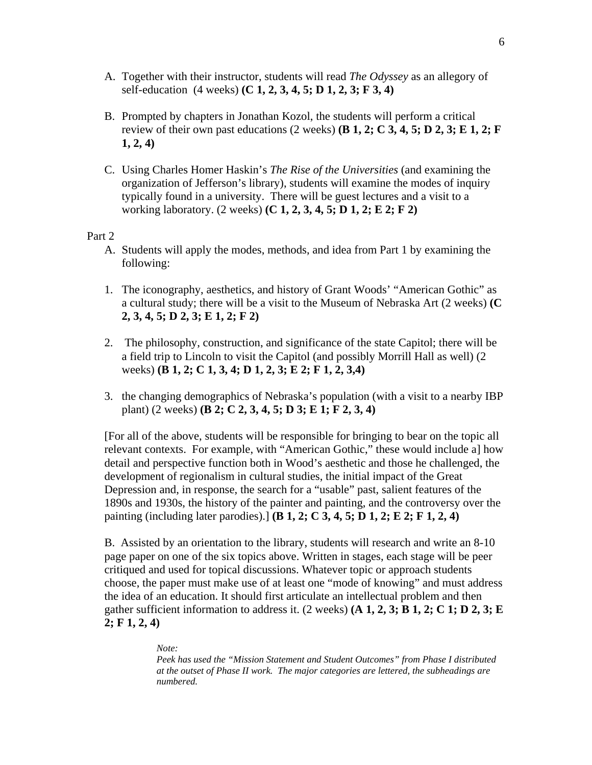A. Together with their instructor, students will read *The Odyssey* as an allegory of self-education (4 weeks) **(C 1, 2, 3, 4, 5; D 1, 2, 3; F 3, 4)**

B. Prompted by chapters in Jonathan Kozol, the students will perform a critical review of their own past educations (2 weeks) **(B 1, 2; C 3, 4, 5; D 2, 3; E 1, 2; F 1, 2, 4)**

C. Using Charles Homer Haskin's *The Rise of the Universities* (and examining the organization of Jefferson's library), students will examine the modes of inquiry typically found in a university. There will be guest lectures and a visit to a working laboratory. (2 weeks) **(C 1, 2, 3, 4, 5; D 1, 2; E 2; F 2)**

Part 2

A. Students will apply the modes, methods, and idea from Part 1 by examining the following:

1. The iconography, aesthetics, and history of Grant Woods' "American Gothic" as a cultural study; there will be a visit to the Museum of Nebraska Art (2 weeks) **(C 2, 3, 4, 5; D 2, 3; E 1, 2; F 2)**

2. The philosophy, construction, and significance of the state Capitol; there will be a field trip to Lincoln to visit the Capitol (and possibly Morrill Hall as well) (2 weeks) **(B 1, 2; C 1, 3, 4; D 1, 2, 3; E 2; F 1, 2, 3,4)**

3. the changing demographics of Nebraska's population (with a visit to a nearby IBP plant) (2 weeks) **(B 2; C 2, 3, 4, 5; D 3; E 1; F 2, 3, 4)**

[For all of the above, students will be responsible for bringing to bear on the topic all relevant contexts. For example, with "American Gothic," these would include a] how detail and perspective function both in Wood's aesthetic and those he challenged, the development of regionalism in cultural studies, the initial impact of the Great Depression and, in response, the search for a "usable" past, salient features of the 1890s and 1930s, the history of the painter and painting, and the controversy over the painting (including later parodies).] **(B 1, 2; C 3, 4, 5; D 1, 2; E 2; F 1, 2, 4)**

B. Assisted by an orientation to the library, students will research and write an 8-10 page paper on one of the six topics above. Written in stages, each stage will be peer critiqued and used for topical discussions. Whatever topic or approach students choose, the paper must make use of at least one "mode of knowing" and must address the idea of an education. It should first articulate an intellectual problem and then gather sufficient information to address it. (2 weeks) **(A 1, 2, 3; B 1, 2; C 1; D 2, 3; E 2; F 1, 2, 4)**

*Note:*
*Peek has used the "Mission Statement and Student Outcomes" from Phase I distributed at the outset of Phase II work. The major categories are lettered, the subheadings are numbered.*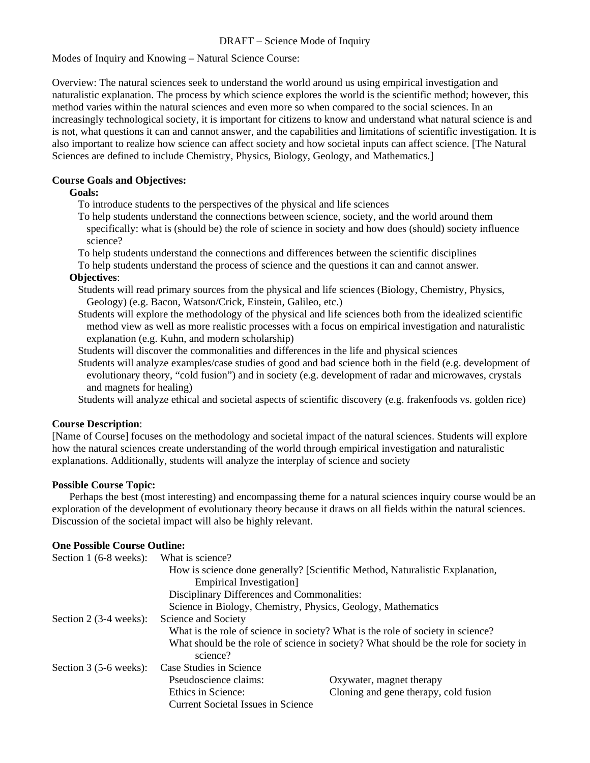DRAFT – Science Mode of Inquiry

Modes of Inquiry and Knowing – Natural Science Course:

Overview: The natural sciences seek to understand the world around us using empirical investigation and naturalistic explanation. The process by which science explores the world is the scientific method; however, this method varies within the natural sciences and even more so when compared to the social sciences. In an increasingly technological society, it is important for citizens to know and understand what natural science is and is not, what questions it can and cannot answer, and the capabilities and limitations of scientific investigation. It is also important to realize how science can affect society and how societal inputs can affect science. [The Natural Sciences are defined to include Chemistry, Physics, Biology, Geology, and Mathematics.]

**Course Goals and Objectives:**

**Goals:**

- To introduce students to the perspectives of the physical and life sciences
- To help students understand the connections between science, society, and the world around them specifically: what is (should be) the role of science in society and how does (should) society influence science?
- To help students understand the connections and differences between the scientific disciplines
- To help students understand the process of science and the questions it can and cannot answer.

**Objectives**:

- Students will read primary sources from the physical and life sciences (Biology, Chemistry, Physics, Geology) (e.g. Bacon, Watson/Crick, Einstein, Galileo, etc.)
- Students will explore the methodology of the physical and life sciences both from the idealized scientific method view as well as more realistic processes with a focus on empirical investigation and naturalistic explanation (e.g. Kuhn, and modern scholarship)
- Students will discover the commonalities and differences in the life and physical sciences
- Students will analyze examples/case studies of good and bad science both in the field (e.g. development of evolutionary theory, "cold fusion") and in society (e.g. development of radar and microwaves, crystals and magnets for healing)
- Students will analyze ethical and societal aspects of scientific discovery (e.g. frakenfoods vs. golden rice)

**Course Description**:
[Name of Course] focuses on the methodology and societal impact of the natural sciences. Students will explore how the natural sciences create understanding of the world through empirical investigation and naturalistic explanations. Additionally, students will analyze the interplay of science and society

**Possible Course Topic:**

Perhaps the best (most interesting) and encompassing theme for a natural sciences inquiry course would be an exploration of the development of evolutionary theory because it draws on all fields within the natural sciences. Discussion of the societal impact will also be highly relevant.

**One Possible Course Outline:**

Section 1 (6-8 weeks): What is science?
- How is science done generally? [Scientific Method, Naturalistic Explanation, Empirical Investigation]
- Disciplinary Differences and Commonalities:
- Science in Biology, Chemistry, Physics, Geology, Mathematics

Section 2 (3-4 weeks): Science and Society
- What is the role of science in society? What is the role of society in science?
- What should be the role of science in society? What should be the role for society in science?

Section 3 (5-6 weeks): Case Studies in Science
- Pseudoscience claims: Oxywater, magnet therapy
- Ethics in Science: Cloning and gene therapy, cold fusion
- Current Societal Issues in Science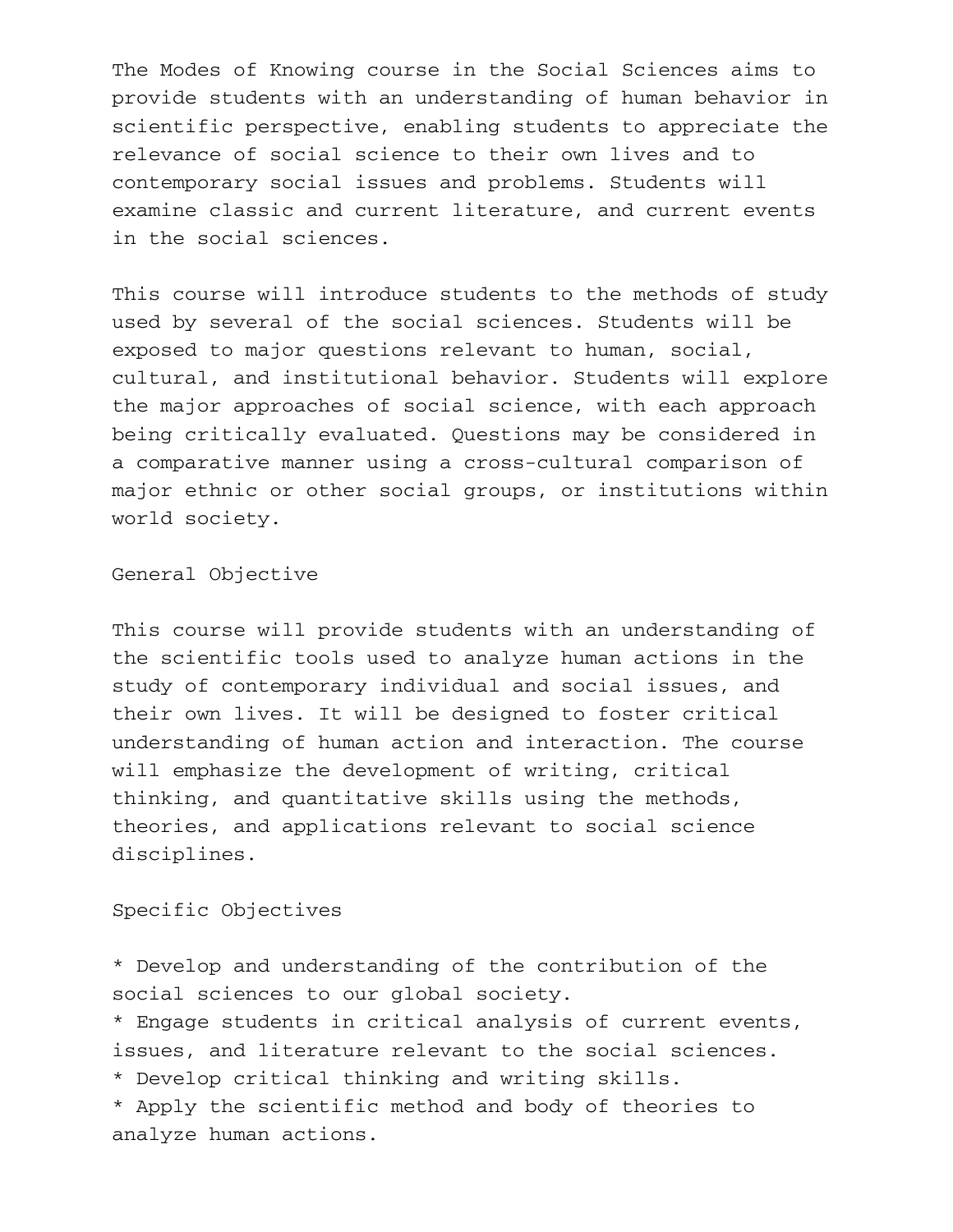The Modes of Knowing course in the Social Sciences aims to provide students with an understanding of human behavior in scientific perspective, enabling students to appreciate the relevance of social science to their own lives and to contemporary social issues and problems. Students will examine classic and current literature, and current events in the social sciences.

This course will introduce students to the methods of study used by several of the social sciences. Students will be exposed to major questions relevant to human, social, cultural, and institutional behavior. Students will explore the major approaches of social science, with each approach being critically evaluated. Questions may be considered in a comparative manner using a cross-cultural comparison of major ethnic or other social groups, or institutions within world society.

## General Objective

This course will provide students with an understanding of the scientific tools used to analyze human actions in the study of contemporary individual and social issues, and their own lives. It will be designed to foster critical understanding of human action and interaction. The course will emphasize the development of writing, critical thinking, and quantitative skills using the methods, theories, and applications relevant to social science disciplines.

## Specific Objectives

* Develop and understanding of the contribution of the social sciences to our global society.
* Engage students in critical analysis of current events, issues, and literature relevant to the social sciences.
* Develop critical thinking and writing skills.
* Apply the scientific method and body of theories to analyze human actions.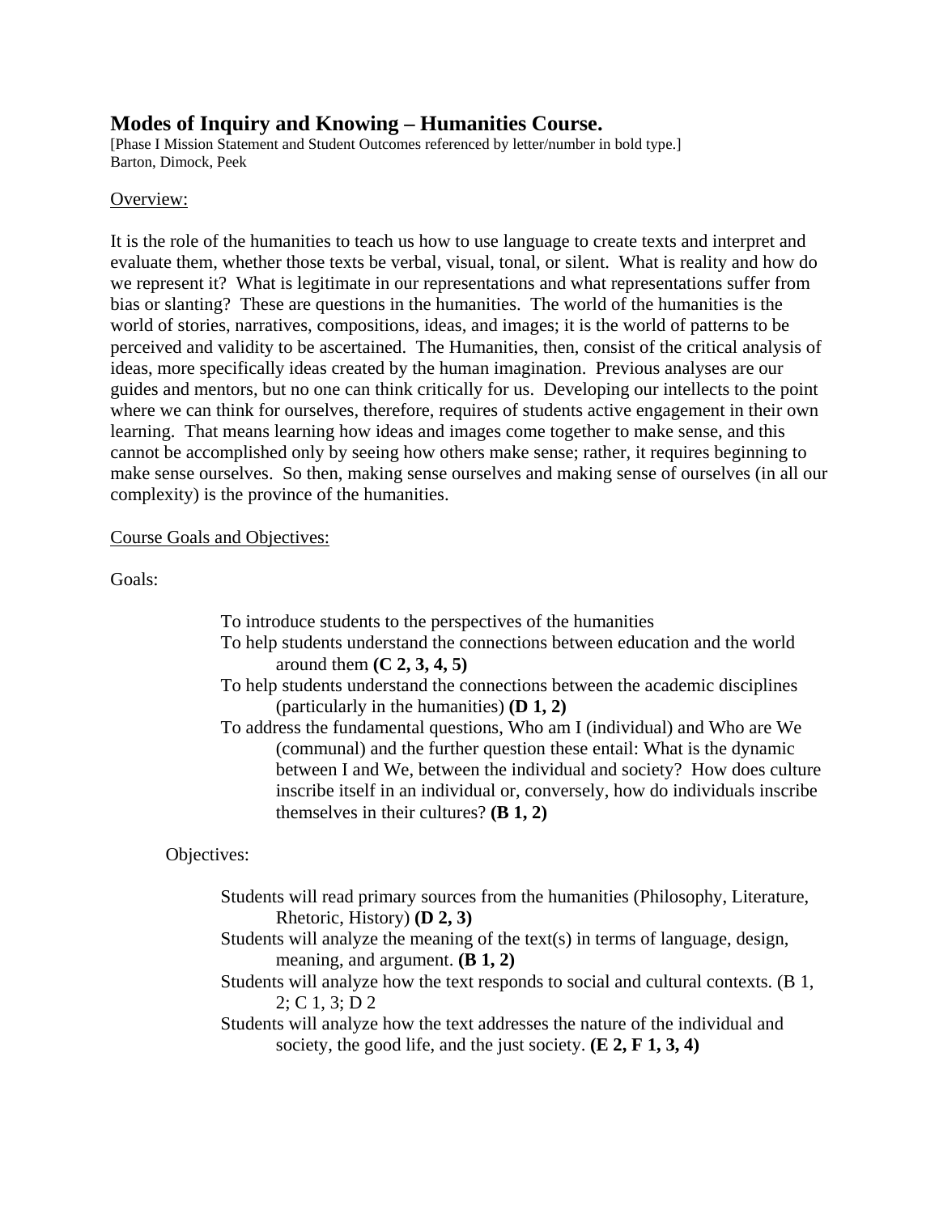# Modes of Inquiry and Knowing – Humanities Course.

[Phase I Mission Statement and Student Outcomes referenced by letter/number in bold type.]
Barton, Dimock, Peek

Overview:

It is the role of the humanities to teach us how to use language to create texts and interpret and evaluate them, whether those texts be verbal, visual, tonal, or silent. What is reality and how do we represent it? What is legitimate in our representations and what representations suffer from bias or slanting? These are questions in the humanities. The world of the humanities is the world of stories, narratives, compositions, ideas, and images; it is the world of patterns to be perceived and validity to be ascertained. The Humanities, then, consist of the critical analysis of ideas, more specifically ideas created by the human imagination. Previous analyses are our guides and mentors, but no one can think critically for us. Developing our intellects to the point where we can think for ourselves, therefore, requires of students active engagement in their own learning. That means learning how ideas and images come together to make sense, and this cannot be accomplished only by seeing how others make sense; rather, it requires beginning to make sense ourselves. So then, making sense ourselves and making sense of ourselves (in all our complexity) is the province of the humanities.

Course Goals and Objectives:

Goals:

- To introduce students to the perspectives of the humanities
- To help students understand the connections between education and the world around them **(C 2, 3, 4, 5)**
- To help students understand the connections between the academic disciplines (particularly in the humanities) **(D 1, 2)**
- To address the fundamental questions, Who am I (individual) and Who are We (communal) and the further question these entail: What is the dynamic between I and We, between the individual and society? How does culture inscribe itself in an individual or, conversely, how do individuals inscribe themselves in their cultures? **(B 1, 2)**

Objectives:

- Students will read primary sources from the humanities (Philosophy, Literature, Rhetoric, History) **(D 2, 3)**
- Students will analyze the meaning of the text(s) in terms of language, design, meaning, and argument. **(B 1, 2)**
- Students will analyze how the text responds to social and cultural contexts. (B 1, 2; C 1, 3; D 2
- Students will analyze how the text addresses the nature of the individual and society, the good life, and the just society. **(E 2, F 1, 3, 4)**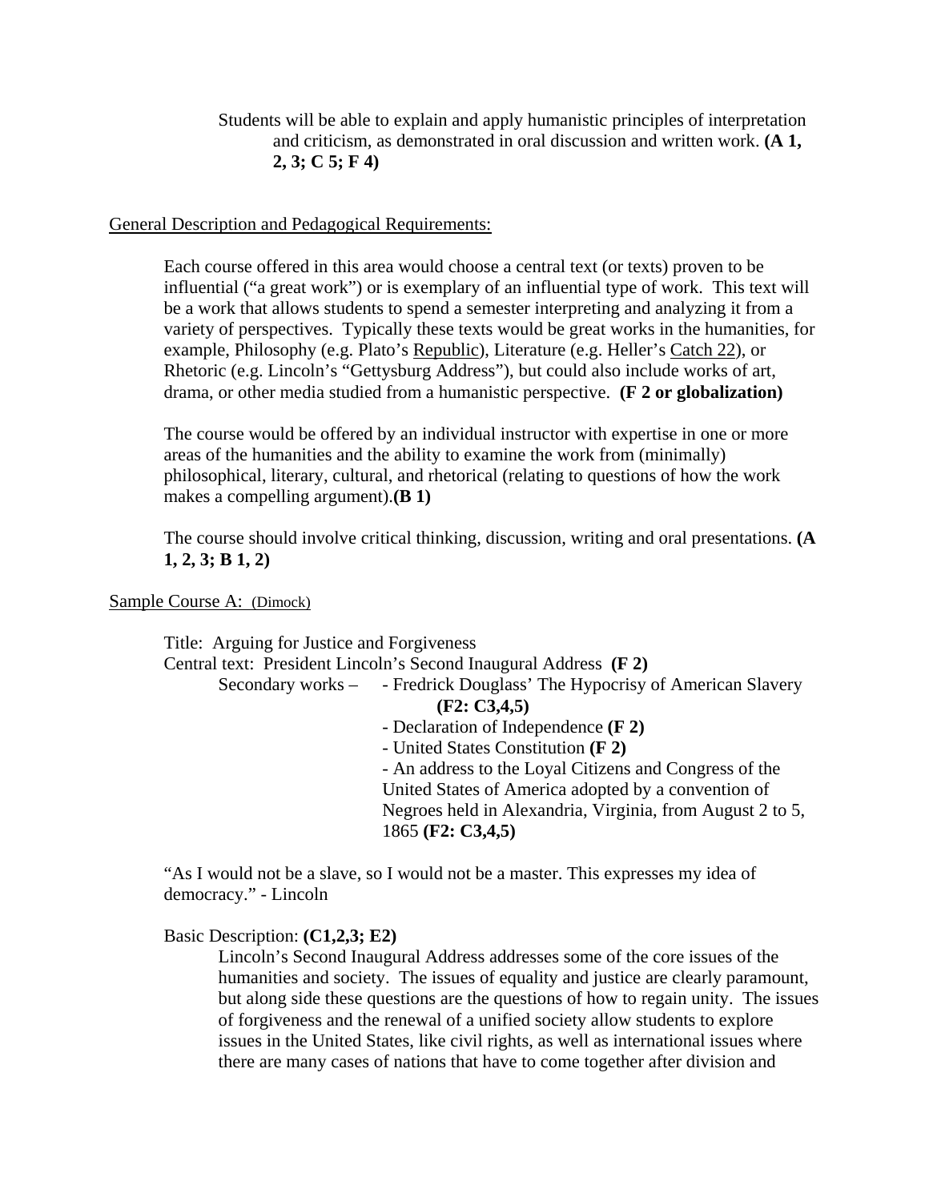Students will be able to explain and apply humanistic principles of interpretation and criticism, as demonstrated in oral discussion and written work. **(A 1, 2, 3; C 5; F 4)**

General Description and Pedagogical Requirements:

Each course offered in this area would choose a central text (or texts) proven to be influential ("a great work") or is exemplary of an influential type of work. This text will be a work that allows students to spend a semester interpreting and analyzing it from a variety of perspectives. Typically these texts would be great works in the humanities, for example, Philosophy (e.g. Plato's Republic), Literature (e.g. Heller's Catch 22), or Rhetoric (e.g. Lincoln's "Gettysburg Address"), but could also include works of art, drama, or other media studied from a humanistic perspective. **(F 2 or globalization)**

The course would be offered by an individual instructor with expertise in one or more areas of the humanities and the ability to examine the work from (minimally) philosophical, literary, cultural, and rhetorical (relating to questions of how the work makes a compelling argument).**(B 1)**

The course should involve critical thinking, discussion, writing and oral presentations. **(A 1, 2, 3; B 1, 2)**

Sample Course A: (Dimock)

Title: Arguing for Justice and Forgiveness
Central text: President Lincoln's Second Inaugural Address **(F 2)**
Secondary works –
- Fredrick Douglass' The Hypocrisy of American Slavery **(F2: C3,4,5)**
- Declaration of Independence **(F 2)**
- United States Constitution **(F 2)**
- An address to the Loyal Citizens and Congress of the United States of America adopted by a convention of Negroes held in Alexandria, Virginia, from August 2 to 5, 1865 **(F2: C3,4,5)**

"As I would not be a slave, so I would not be a master. This expresses my idea of democracy." - Lincoln

Basic Description: **(C1,2,3; E2)**

Lincoln's Second Inaugural Address addresses some of the core issues of the humanities and society. The issues of equality and justice are clearly paramount, but along side these questions are the questions of how to regain unity. The issues of forgiveness and the renewal of a unified society allow students to explore issues in the United States, like civil rights, as well as international issues where there are many cases of nations that have to come together after division and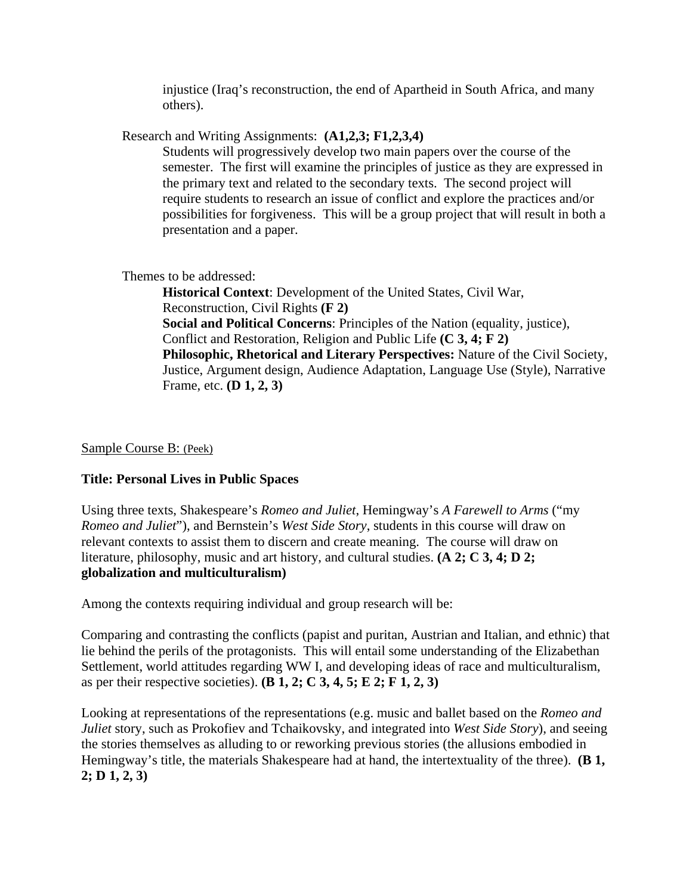injustice (Iraq's reconstruction, the end of Apartheid in South Africa, and many others).

Research and Writing Assignments: **(A1,2,3; F1,2,3,4)**

Students will progressively develop two main papers over the course of the semester. The first will examine the principles of justice as they are expressed in the primary text and related to the secondary texts. The second project will require students to research an issue of conflict and explore the practices and/or possibilities for forgiveness. This will be a group project that will result in both a presentation and a paper.

Themes to be addressed:

**Historical Context**: Development of the United States, Civil War, Reconstruction, Civil Rights **(F 2)**
**Social and Political Concerns**: Principles of the Nation (equality, justice), Conflict and Restoration, Religion and Public Life **(C 3, 4; F 2)**
**Philosophic, Rhetorical and Literary Perspectives:** Nature of the Civil Society, Justice, Argument design, Audience Adaptation, Language Use (Style), Narrative Frame, etc. **(D 1, 2, 3)**

<u>Sample Course B: (Peek)</u>

**Title: Personal Lives in Public Spaces**

Using three texts, Shakespeare's *Romeo and Juliet*, Hemingway's *A Farewell to Arms* ("my *Romeo and Juliet*"), and Bernstein's *West Side Story*, students in this course will draw on relevant contexts to assist them to discern and create meaning. The course will draw on literature, philosophy, music and art history, and cultural studies. **(A 2; C 3, 4; D 2; globalization and multiculturalism)**

Among the contexts requiring individual and group research will be:

Comparing and contrasting the conflicts (papist and puritan, Austrian and Italian, and ethnic) that lie behind the perils of the protagonists. This will entail some understanding of the Elizabethan Settlement, world attitudes regarding WW I, and developing ideas of race and multiculturalism, as per their respective societies). **(B 1, 2; C 3, 4, 5; E 2; F 1, 2, 3)**

Looking at representations of the representations (e.g. music and ballet based on the *Romeo and Juliet* story, such as Prokofiev and Tchaikovsky, and integrated into *West Side Story*), and seeing the stories themselves as alluding to or reworking previous stories (the allusions embodied in Hemingway's title, the materials Shakespeare had at hand, the intertextuality of the three). **(B 1, 2; D 1, 2, 3)**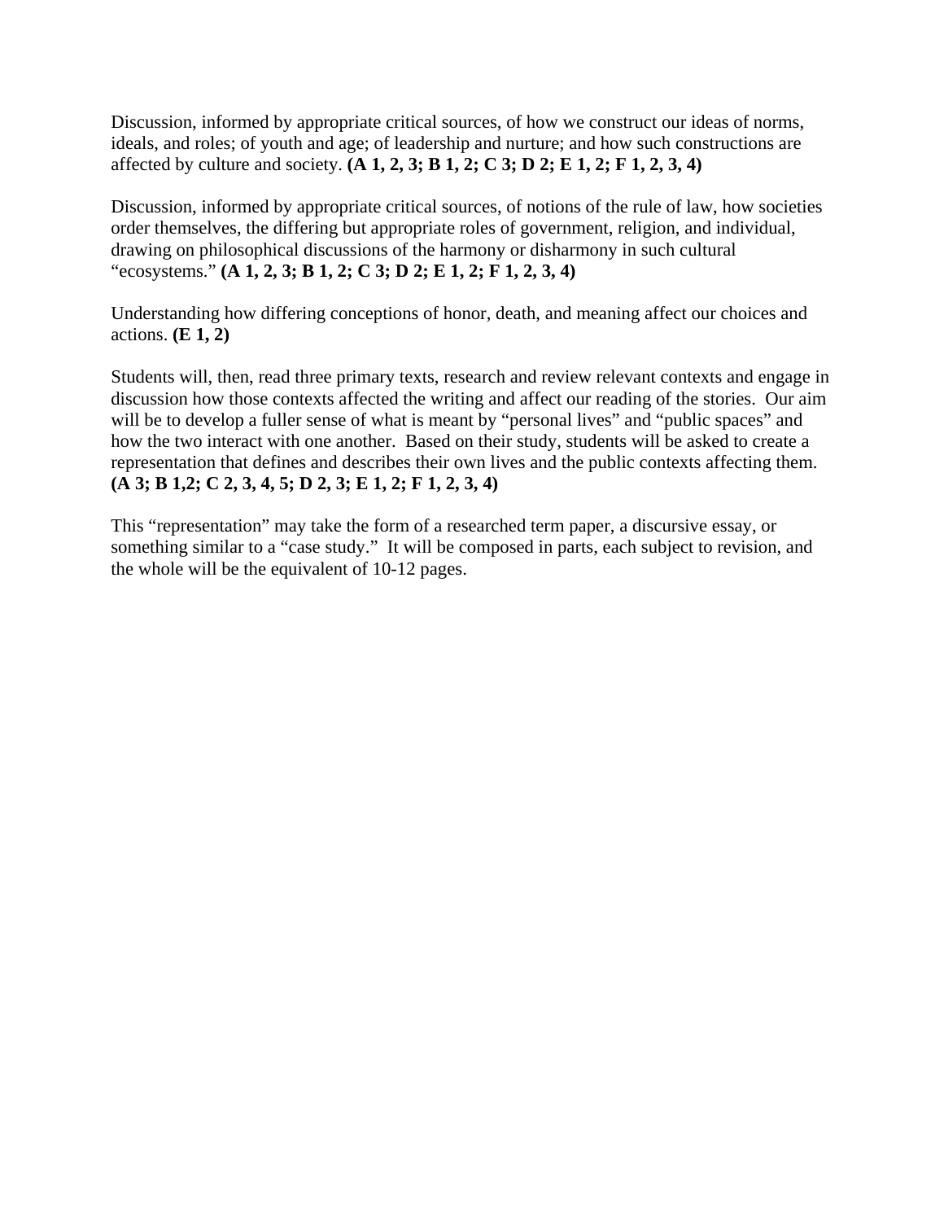Discussion, informed by appropriate critical sources, of how we construct our ideas of norms, ideals, and roles; of youth and age; of leadership and nurture; and how such constructions are affected by culture and society. **(A 1, 2, 3; B 1, 2; C 3; D 2; E 1, 2; F 1, 2, 3, 4)**

Discussion, informed by appropriate critical sources, of notions of the rule of law, how societies order themselves, the differing but appropriate roles of government, religion, and individual, drawing on philosophical discussions of the harmony or disharmony in such cultural "ecosystems." **(A 1, 2, 3; B 1, 2; C 3; D 2; E 1, 2; F 1, 2, 3, 4)**

Understanding how differing conceptions of honor, death, and meaning affect our choices and actions. **(E 1, 2)**

Students will, then, read three primary texts, research and review relevant contexts and engage in discussion how those contexts affected the writing and affect our reading of the stories. Our aim will be to develop a fuller sense of what is meant by "personal lives" and "public spaces" and how the two interact with one another. Based on their study, students will be asked to create a representation that defines and describes their own lives and the public contexts affecting them. **(A 3; B 1,2; C 2, 3, 4, 5; D 2, 3; E 1, 2; F 1, 2, 3, 4)**

This "representation" may take the form of a researched term paper, a discursive essay, or something similar to a "case study." It will be composed in parts, each subject to revision, and the whole will be the equivalent of 10-12 pages.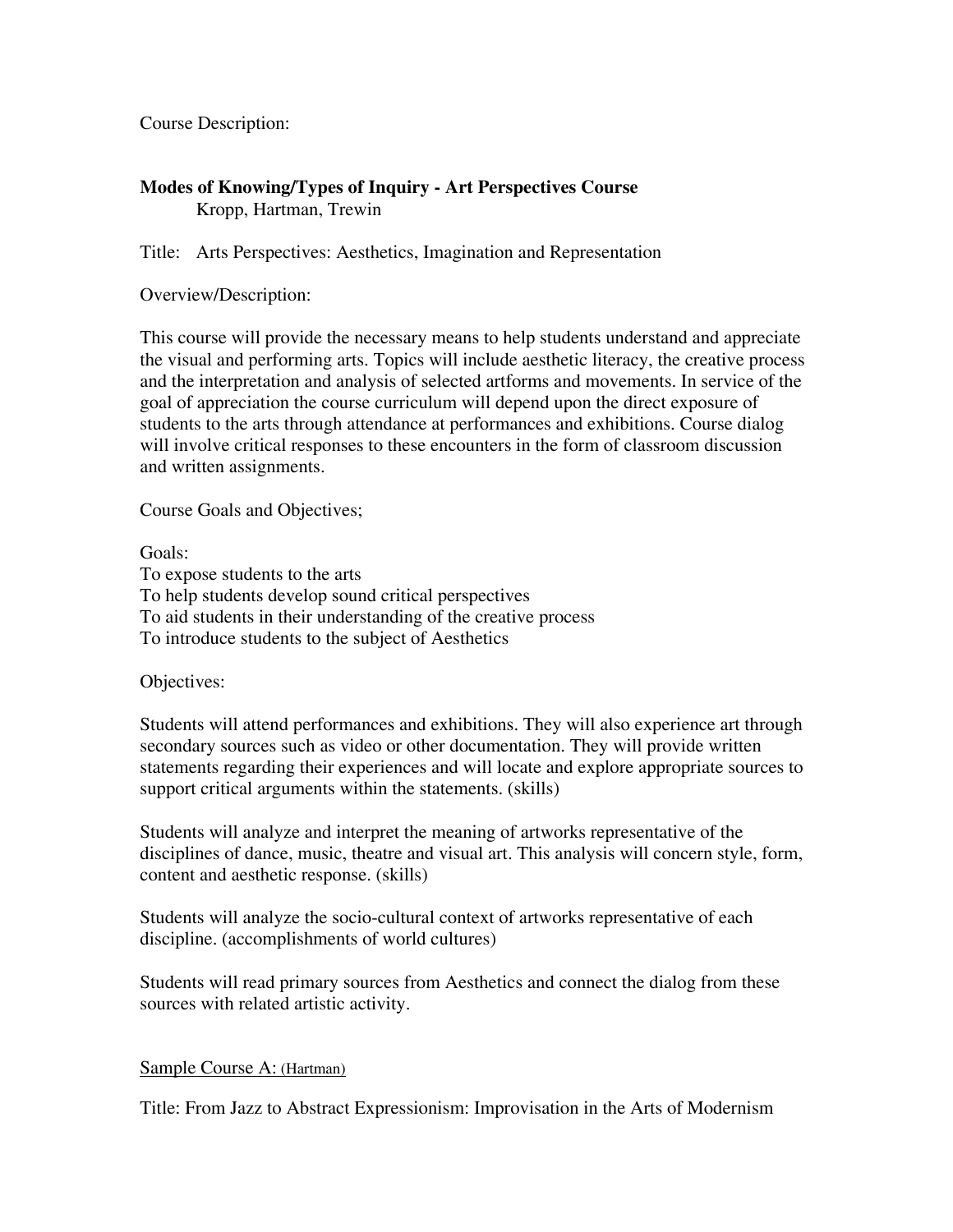Course Description:

**Modes of Knowing/Types of Inquiry - Art Perspectives Course**
Kropp, Hartman, Trewin

Title: Arts Perspectives: Aesthetics, Imagination and Representation

Overview/Description:

This course will provide the necessary means to help students understand and appreciate the visual and performing arts. Topics will include aesthetic literacy, the creative process and the interpretation and analysis of selected artforms and movements. In service of the goal of appreciation the course curriculum will depend upon the direct exposure of students to the arts through attendance at performances and exhibitions. Course dialog will involve critical responses to these encounters in the form of classroom discussion and written assignments.

Course Goals and Objectives;

Goals:
To expose students to the arts
To help students develop sound critical perspectives
To aid students in their understanding of the creative process
To introduce students to the subject of Aesthetics

Objectives:

Students will attend performances and exhibitions. They will also experience art through secondary sources such as video or other documentation. They will provide written statements regarding their experiences and will locate and explore appropriate sources to support critical arguments within the statements. (skills)

Students will analyze and interpret the meaning of artworks representative of the disciplines of dance, music, theatre and visual art. This analysis will concern style, form, content and aesthetic response. (skills)

Students will analyze the socio-cultural context of artworks representative of each discipline. (accomplishments of world cultures)

Students will read primary sources from Aesthetics and connect the dialog from these sources with related artistic activity.

Sample Course A: (Hartman)

Title: From Jazz to Abstract Expressionism: Improvisation in the Arts of Modernism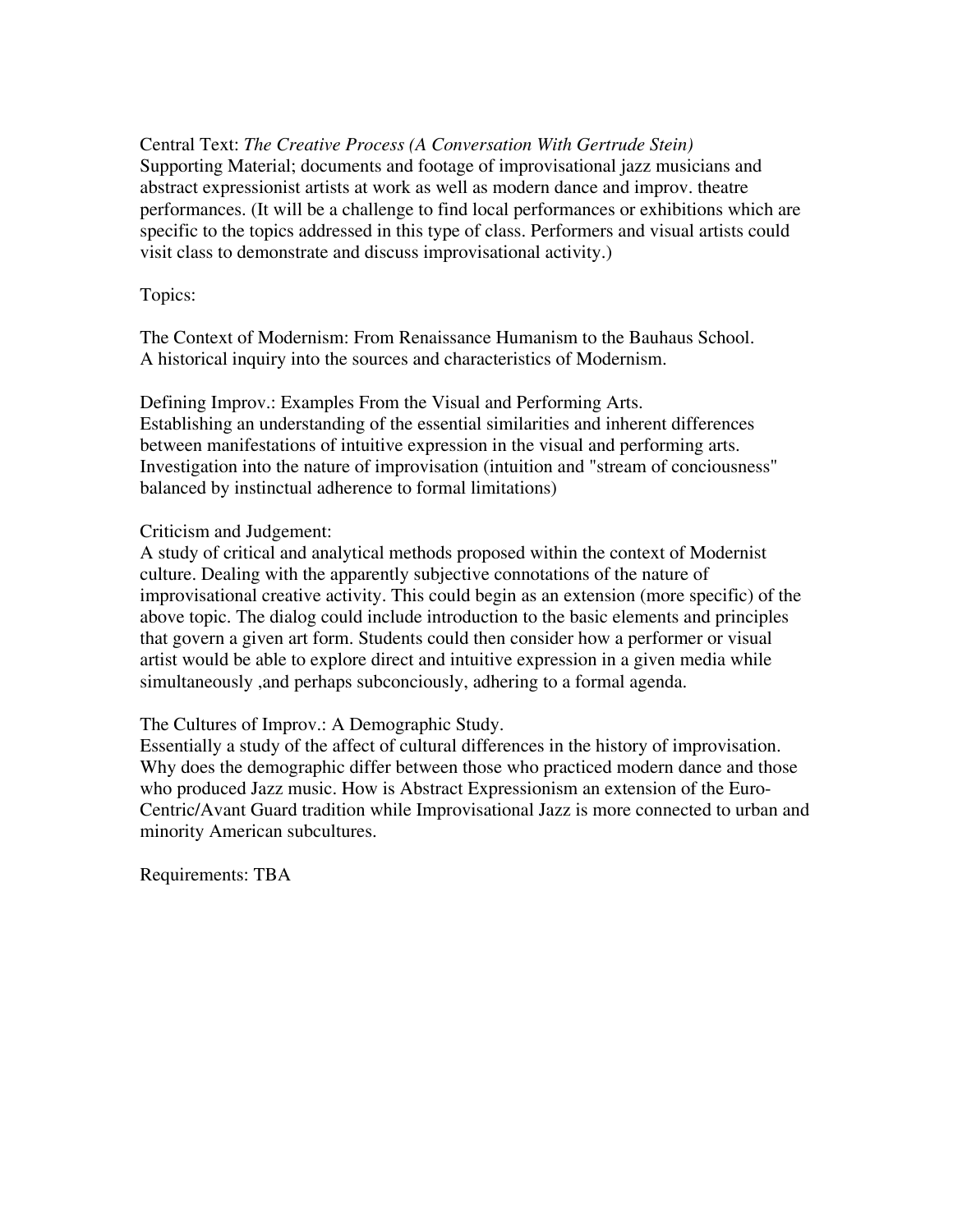Central Text: *The Creative Process (A Conversation With Gertrude Stein)*
Supporting Material; documents and footage of improvisational jazz musicians and abstract expressionist artists at work as well as modern dance and improv. theatre performances. (It will be a challenge to find local performances or exhibitions which are specific to the topics addressed in this type of class. Performers and visual artists could visit class to demonstrate and discuss improvisational activity.)

Topics:

The Context of Modernism: From Renaissance Humanism to the Bauhaus School.
A historical inquiry into the sources and characteristics of Modernism.

Defining Improv.: Examples From the Visual and Performing Arts.
Establishing an understanding of the essential similarities and inherent differences between manifestations of intuitive expression in the visual and performing arts. Investigation into the nature of improvisation (intuition and "stream of conciousness" balanced by instinctual adherence to formal limitations)

Criticism and Judgement:
A study of critical and analytical methods proposed within the context of Modernist culture. Dealing with the apparently subjective connotations of the nature of improvisational creative activity. This could begin as an extension (more specific) of the above topic. The dialog could include introduction to the basic elements and principles that govern a given art form. Students could then consider how a performer or visual artist would be able to explore direct and intuitive expression in a given media while simultaneously ,and perhaps subconciously, adhering to a formal agenda.

The Cultures of Improv.: A Demographic Study.
Essentially a study of the affect of cultural differences in the history of improvisation. Why does the demographic differ between those who practiced modern dance and those who produced Jazz music. How is Abstract Expressionism an extension of the Euro-Centric/Avant Guard tradition while Improvisational Jazz is more connected to urban and minority American subcultures.

Requirements: TBA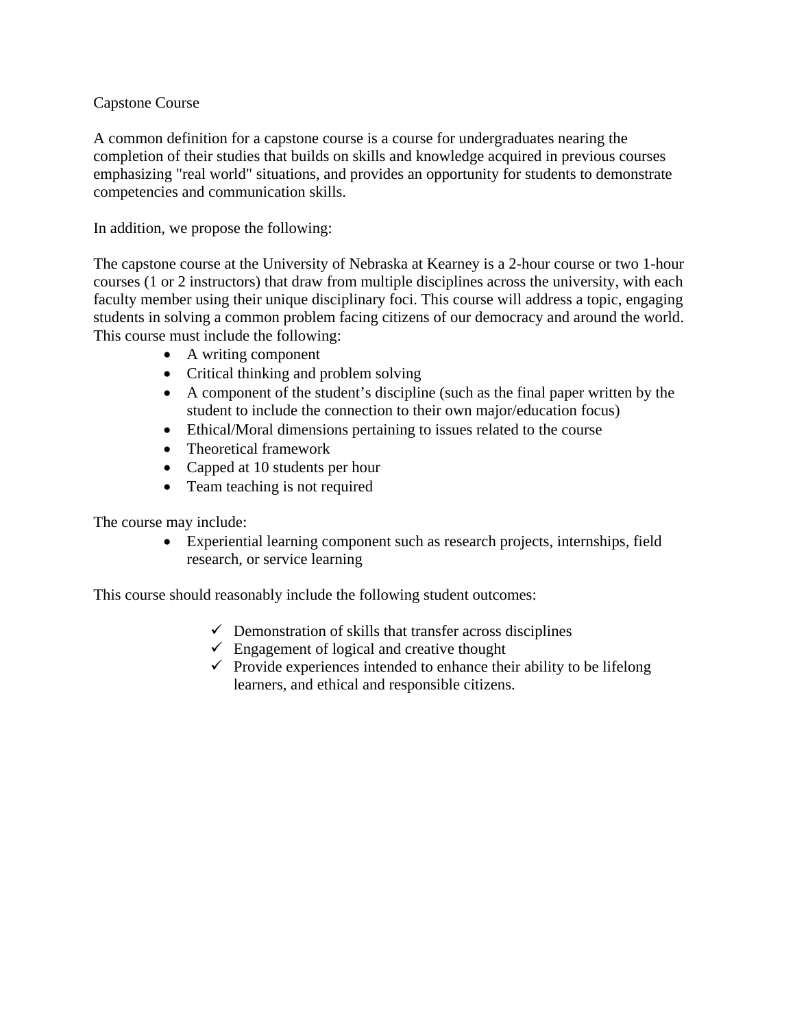Capstone Course

A common definition for a capstone course is a course for undergraduates nearing the completion of their studies that builds on skills and knowledge acquired in previous courses emphasizing "real world" situations, and provides an opportunity for students to demonstrate competencies and communication skills.

In addition, we propose the following:

The capstone course at the University of Nebraska at Kearney is a 2-hour course or two 1-hour courses (1 or 2 instructors) that draw from multiple disciplines across the university, with each faculty member using their unique disciplinary foci. This course will address a topic, engaging students in solving a common problem facing citizens of our democracy and around the world. This course must include the following:

- A writing component
- Critical thinking and problem solving
- A component of the student's discipline (such as the final paper written by the student to include the connection to their own major/education focus)
- Ethical/Moral dimensions pertaining to issues related to the course
- Theoretical framework
- Capped at 10 students per hour
- Team teaching is not required

The course may include:

- Experiential learning component such as research projects, internships, field research, or service learning

This course should reasonably include the following student outcomes:

- ✓ Demonstration of skills that transfer across disciplines
- ✓ Engagement of logical and creative thought
- ✓ Provide experiences intended to enhance their ability to be lifelong learners, and ethical and responsible citizens.